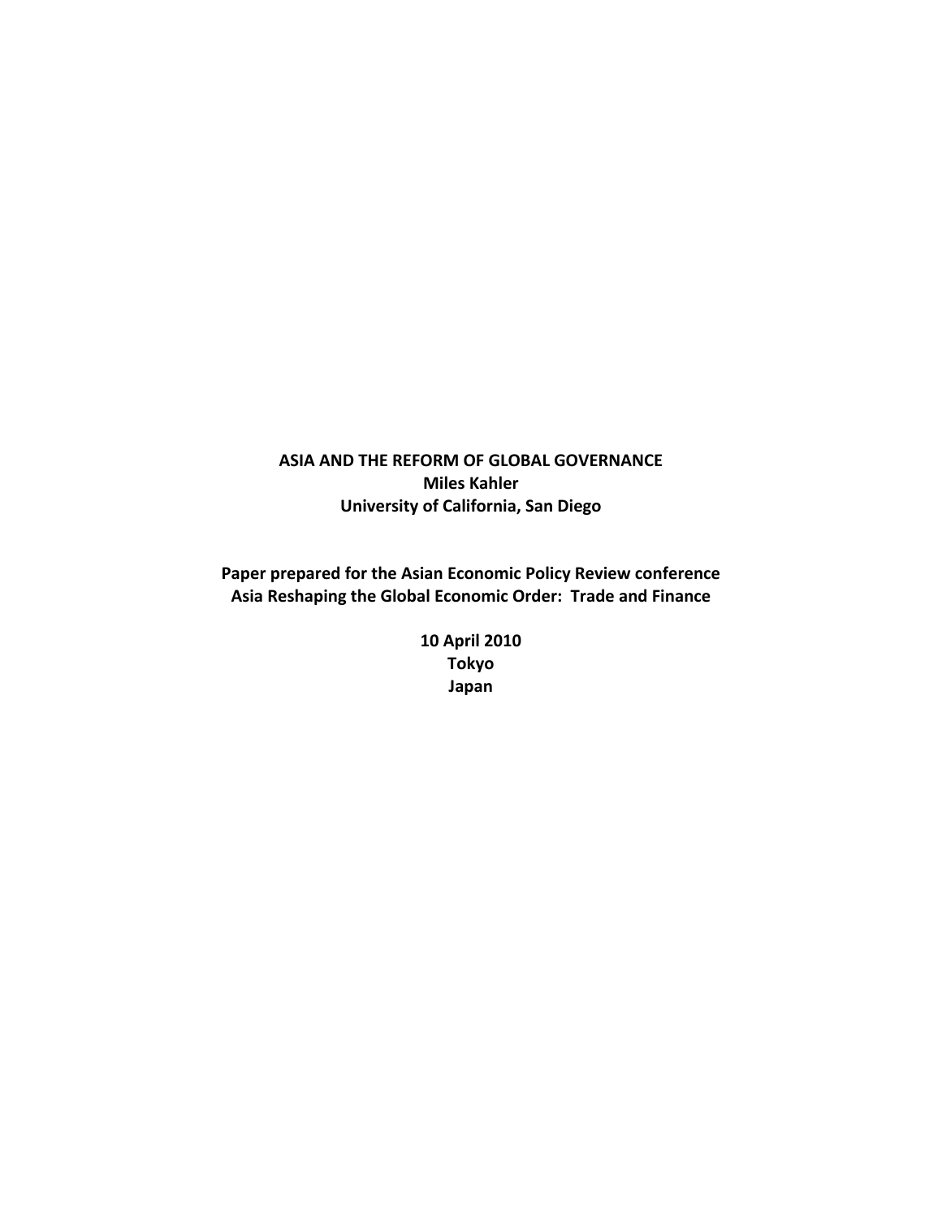# ASIA AND THE REFORM OF GLOBAL GOVERNANCE

**Miles Kahler**
**University of California, San Diego**

**Paper prepared for the Asian Economic Policy Review conference**
**Asia Reshaping the Global Economic Order: Trade and Finance**

**10 April 2010**
**Tokyo**
**Japan**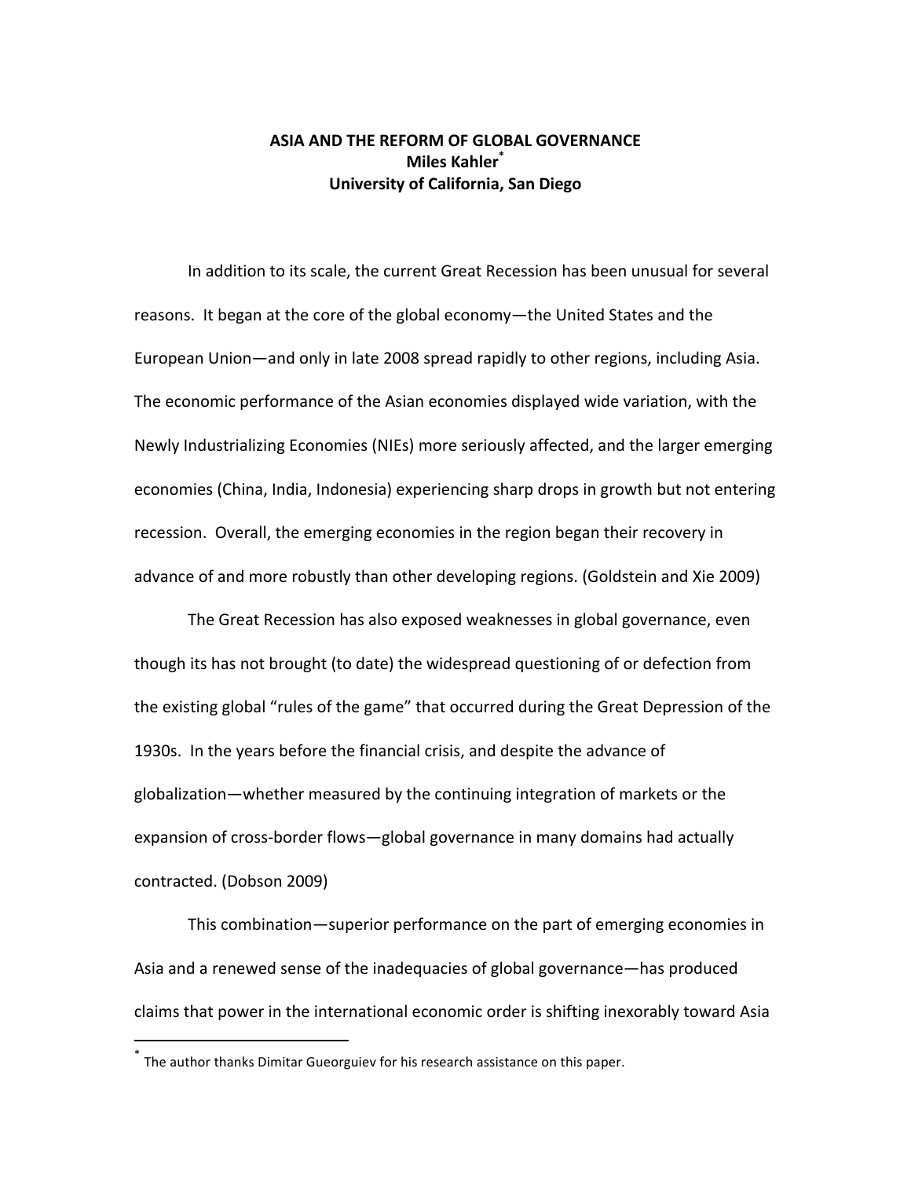**ASIA AND THE REFORM OF GLOBAL GOVERNANCE**
**Miles Kahler[*]**
**University of California, San Diego**

In addition to its scale, the current Great Recession has been unusual for several reasons. It began at the core of the global economy—the United States and the European Union—and only in late 2008 spread rapidly to other regions, including Asia. The economic performance of the Asian economies displayed wide variation, with the Newly Industrializing Economies (NIEs) more seriously affected, and the larger emerging economies (China, India, Indonesia) experiencing sharp drops in growth but not entering recession. Overall, the emerging economies in the region began their recovery in advance of and more robustly than other developing regions. (Goldstein and Xie 2009)

The Great Recession has also exposed weaknesses in global governance, even though its has not brought (to date) the widespread questioning of or defection from the existing global "rules of the game" that occurred during the Great Depression of the 1930s. In the years before the financial crisis, and despite the advance of globalization—whether measured by the continuing integration of markets or the expansion of cross-border flows—global governance in many domains had actually contracted. (Dobson 2009)

This combination—superior performance on the part of emerging economies in Asia and a renewed sense of the inadequacies of global governance—has produced claims that power in the international economic order is shifting inexorably toward Asia

[*] The author thanks Dimitar Gueorguiev for his research assistance on this paper.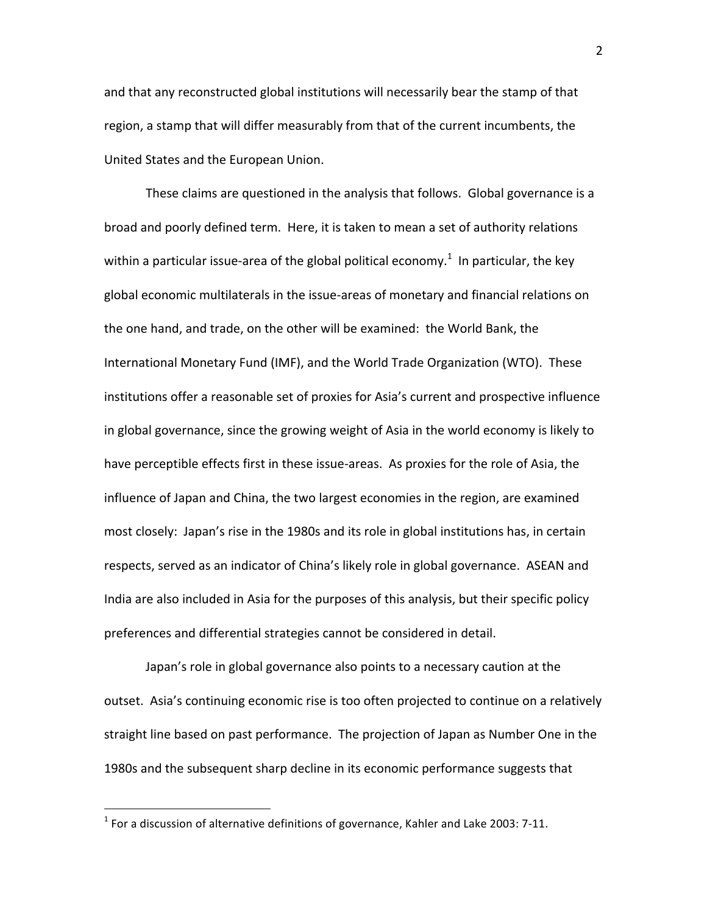and that any reconstructed global institutions will necessarily bear the stamp of that region, a stamp that will differ measurably from that of the current incumbents, the United States and the European Union.

These claims are questioned in the analysis that follows. Global governance is a broad and poorly defined term. Here, it is taken to mean a set of authority relations within a particular issue-area of the global political economy.[1] In particular, the key global economic multilaterals in the issue-areas of monetary and financial relations on the one hand, and trade, on the other will be examined: the World Bank, the International Monetary Fund (IMF), and the World Trade Organization (WTO). These institutions offer a reasonable set of proxies for Asia's current and prospective influence in global governance, since the growing weight of Asia in the world economy is likely to have perceptible effects first in these issue-areas. As proxies for the role of Asia, the influence of Japan and China, the two largest economies in the region, are examined most closely: Japan's rise in the 1980s and its role in global institutions has, in certain respects, served as an indicator of China's likely role in global governance. ASEAN and India are also included in Asia for the purposes of this analysis, but their specific policy preferences and differential strategies cannot be considered in detail.

Japan's role in global governance also points to a necessary caution at the outset. Asia's continuing economic rise is too often projected to continue on a relatively straight line based on past performance. The projection of Japan as Number One in the 1980s and the subsequent sharp decline in its economic performance suggests that

[1] For a discussion of alternative definitions of governance, Kahler and Lake 2003: 7-11.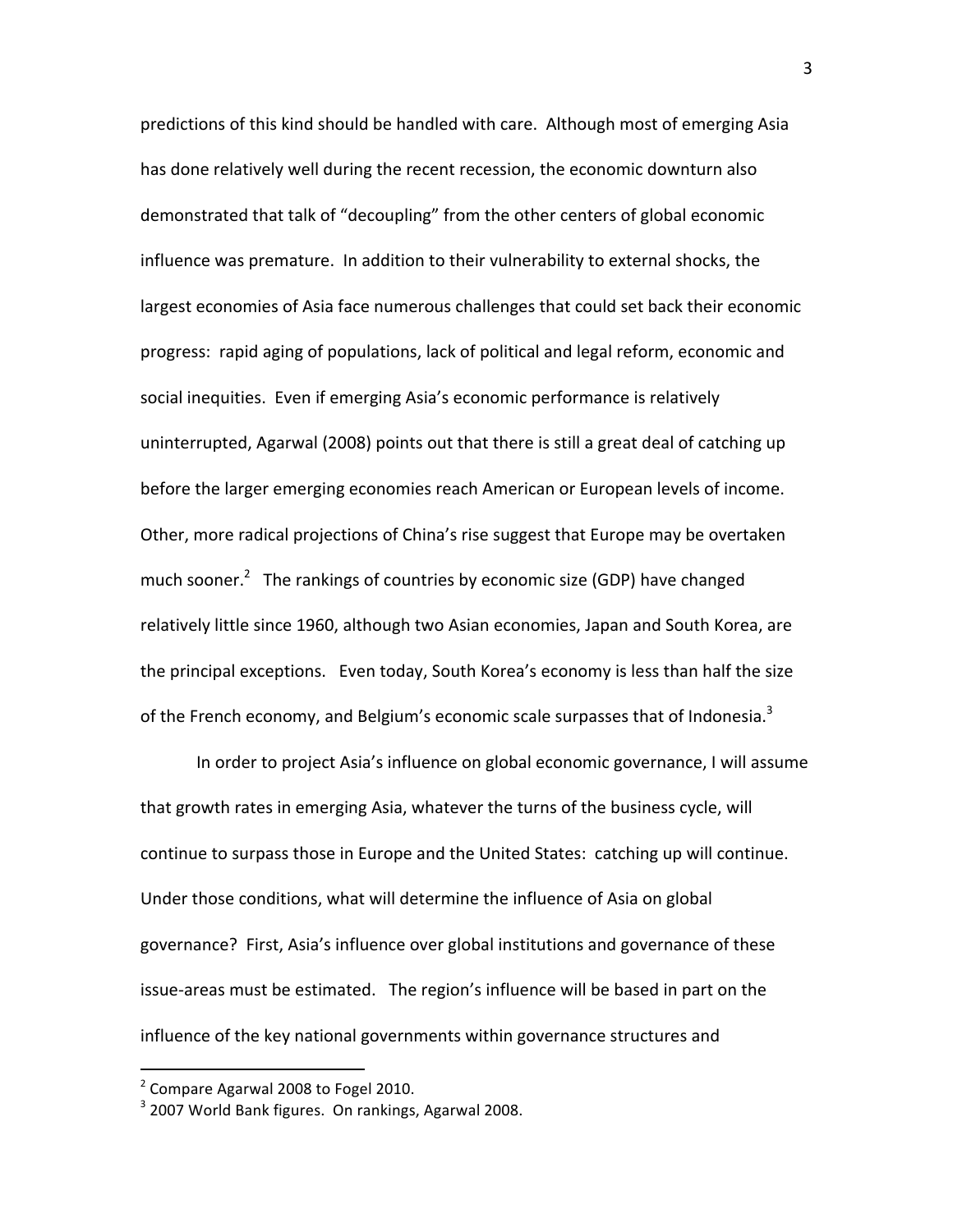predictions of this kind should be handled with care. Although most of emerging Asia has done relatively well during the recent recession, the economic downturn also demonstrated that talk of "decoupling" from the other centers of global economic influence was premature. In addition to their vulnerability to external shocks, the largest economies of Asia face numerous challenges that could set back their economic progress: rapid aging of populations, lack of political and legal reform, economic and social inequities. Even if emerging Asia's economic performance is relatively uninterrupted, Agarwal (2008) points out that there is still a great deal of catching up before the larger emerging economies reach American or European levels of income. Other, more radical projections of China's rise suggest that Europe may be overtaken much sooner.[2] The rankings of countries by economic size (GDP) have changed relatively little since 1960, although two Asian economies, Japan and South Korea, are the principal exceptions. Even today, South Korea's economy is less than half the size of the French economy, and Belgium's economic scale surpasses that of Indonesia.[3]

In order to project Asia's influence on global economic governance, I will assume that growth rates in emerging Asia, whatever the turns of the business cycle, will continue to surpass those in Europe and the United States: catching up will continue. Under those conditions, what will determine the influence of Asia on global governance? First, Asia's influence over global institutions and governance of these issue-areas must be estimated. The region's influence will be based in part on the influence of the key national governments within governance structures and

[2] Compare Agarwal 2008 to Fogel 2010.

[3] 2007 World Bank figures. On rankings, Agarwal 2008.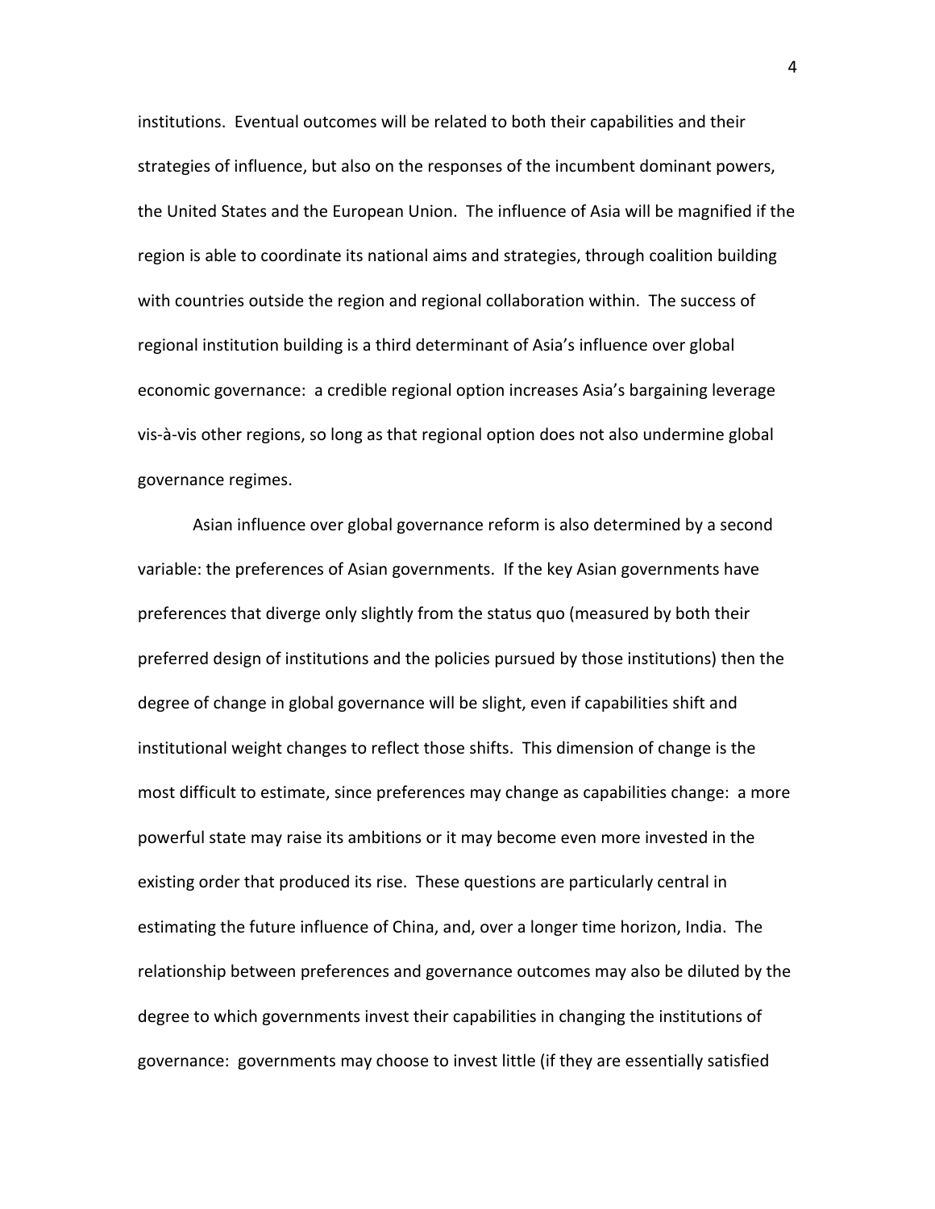institutions. Eventual outcomes will be related to both their capabilities and their strategies of influence, but also on the responses of the incumbent dominant powers, the United States and the European Union. The influence of Asia will be magnified if the region is able to coordinate its national aims and strategies, through coalition building with countries outside the region and regional collaboration within. The success of regional institution building is a third determinant of Asia's influence over global economic governance: a credible regional option increases Asia's bargaining leverage vis-à-vis other regions, so long as that regional option does not also undermine global governance regimes.

Asian influence over global governance reform is also determined by a second variable: the preferences of Asian governments. If the key Asian governments have preferences that diverge only slightly from the status quo (measured by both their preferred design of institutions and the policies pursued by those institutions) then the degree of change in global governance will be slight, even if capabilities shift and institutional weight changes to reflect those shifts. This dimension of change is the most difficult to estimate, since preferences may change as capabilities change: a more powerful state may raise its ambitions or it may become even more invested in the existing order that produced its rise. These questions are particularly central in estimating the future influence of China, and, over a longer time horizon, India. The relationship between preferences and governance outcomes may also be diluted by the degree to which governments invest their capabilities in changing the institutions of governance: governments may choose to invest little (if they are essentially satisfied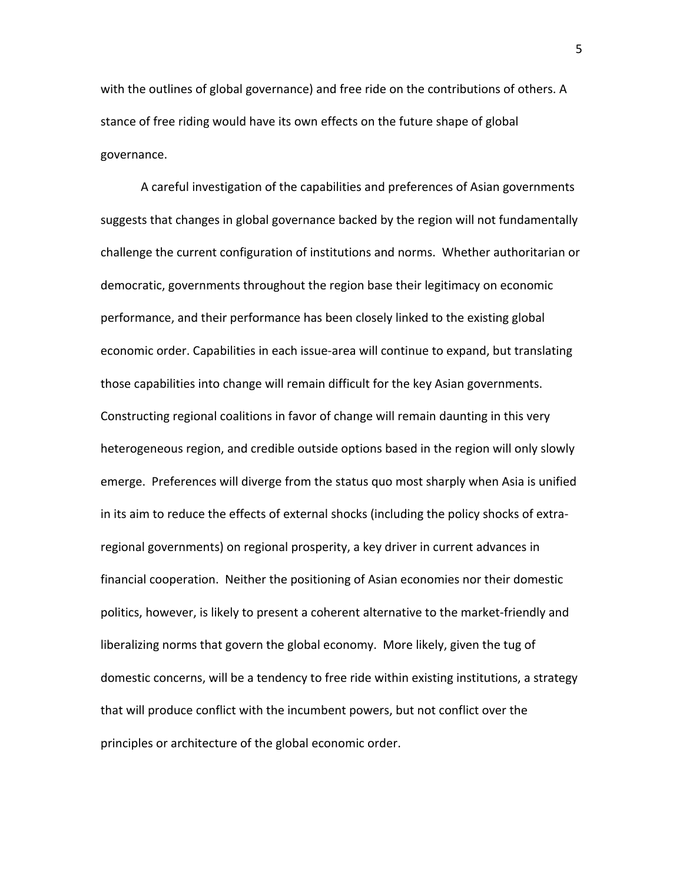with the outlines of global governance) and free ride on the contributions of others. A stance of free riding would have its own effects on the future shape of global governance.

A careful investigation of the capabilities and preferences of Asian governments suggests that changes in global governance backed by the region will not fundamentally challenge the current configuration of institutions and norms. Whether authoritarian or democratic, governments throughout the region base their legitimacy on economic performance, and their performance has been closely linked to the existing global economic order. Capabilities in each issue-area will continue to expand, but translating those capabilities into change will remain difficult for the key Asian governments. Constructing regional coalitions in favor of change will remain daunting in this very heterogeneous region, and credible outside options based in the region will only slowly emerge. Preferences will diverge from the status quo most sharply when Asia is unified in its aim to reduce the effects of external shocks (including the policy shocks of extra-regional governments) on regional prosperity, a key driver in current advances in financial cooperation. Neither the positioning of Asian economies nor their domestic politics, however, is likely to present a coherent alternative to the market-friendly and liberalizing norms that govern the global economy. More likely, given the tug of domestic concerns, will be a tendency to free ride within existing institutions, a strategy that will produce conflict with the incumbent powers, but not conflict over the principles or architecture of the global economic order.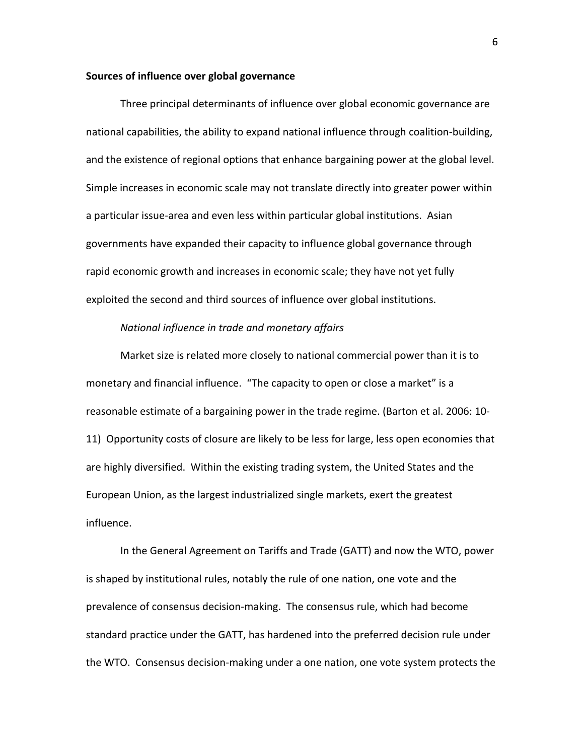**Sources of influence over global governance**

Three principal determinants of influence over global economic governance are national capabilities, the ability to expand national influence through coalition-building, and the existence of regional options that enhance bargaining power at the global level. Simple increases in economic scale may not translate directly into greater power within a particular issue-area and even less within particular global institutions. Asian governments have expanded their capacity to influence global governance through rapid economic growth and increases in economic scale; they have not yet fully exploited the second and third sources of influence over global institutions.

*National influence in trade and monetary affairs*

Market size is related more closely to national commercial power than it is to monetary and financial influence. "The capacity to open or close a market" is a reasonable estimate of a bargaining power in the trade regime. (Barton et al. 2006: 10-11) Opportunity costs of closure are likely to be less for large, less open economies that are highly diversified. Within the existing trading system, the United States and the European Union, as the largest industrialized single markets, exert the greatest influence.

In the General Agreement on Tariffs and Trade (GATT) and now the WTO, power is shaped by institutional rules, notably the rule of one nation, one vote and the prevalence of consensus decision-making. The consensus rule, which had become standard practice under the GATT, has hardened into the preferred decision rule under the WTO. Consensus decision-making under a one nation, one vote system protects the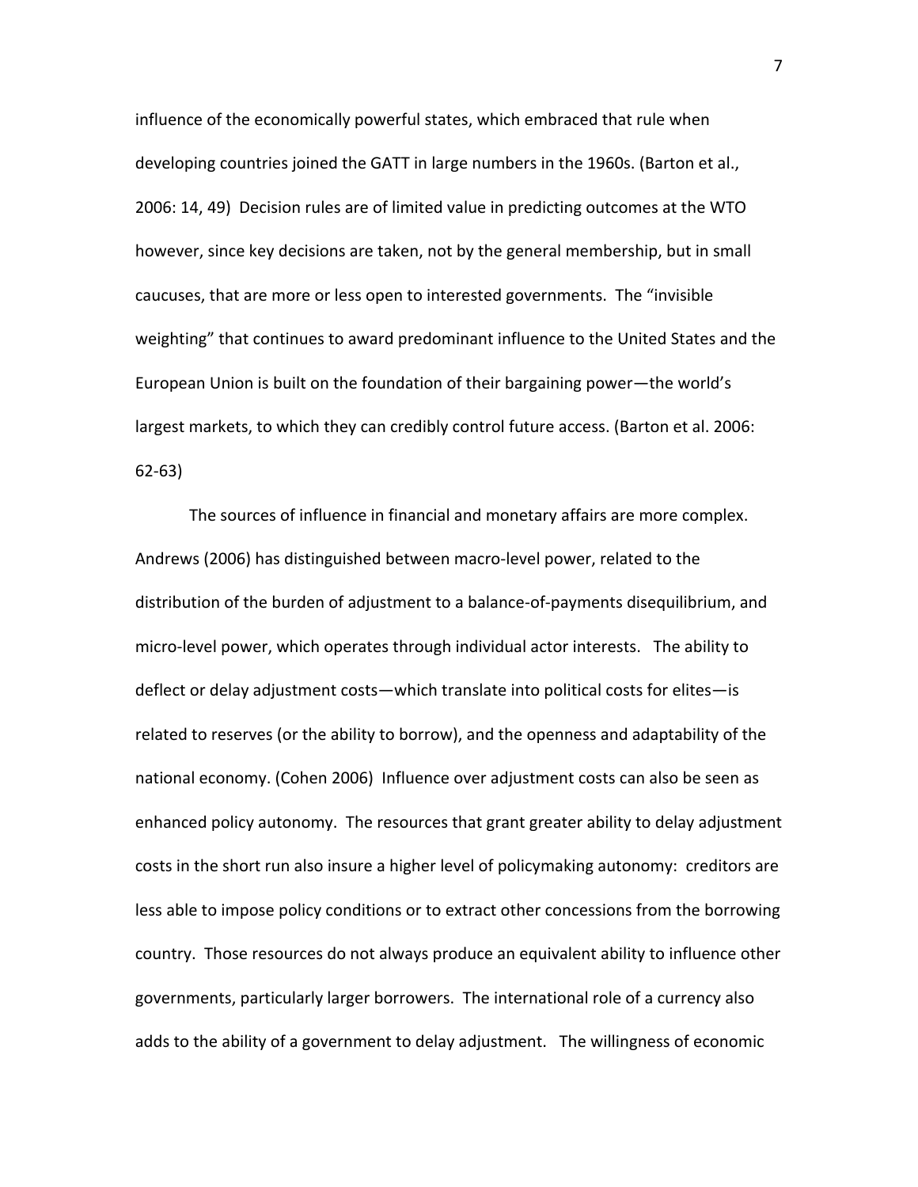influence of the economically powerful states, which embraced that rule when developing countries joined the GATT in large numbers in the 1960s. (Barton et al., 2006: 14, 49) Decision rules are of limited value in predicting outcomes at the WTO however, since key decisions are taken, not by the general membership, but in small caucuses, that are more or less open to interested governments. The "invisible weighting" that continues to award predominant influence to the United States and the European Union is built on the foundation of their bargaining power—the world's largest markets, to which they can credibly control future access. (Barton et al. 2006: 62-63)

The sources of influence in financial and monetary affairs are more complex. Andrews (2006) has distinguished between macro-level power, related to the distribution of the burden of adjustment to a balance-of-payments disequilibrium, and micro-level power, which operates through individual actor interests. The ability to deflect or delay adjustment costs—which translate into political costs for elites—is related to reserves (or the ability to borrow), and the openness and adaptability of the national economy. (Cohen 2006) Influence over adjustment costs can also be seen as enhanced policy autonomy. The resources that grant greater ability to delay adjustment costs in the short run also insure a higher level of policymaking autonomy: creditors are less able to impose policy conditions or to extract other concessions from the borrowing country. Those resources do not always produce an equivalent ability to influence other governments, particularly larger borrowers. The international role of a currency also adds to the ability of a government to delay adjustment. The willingness of economic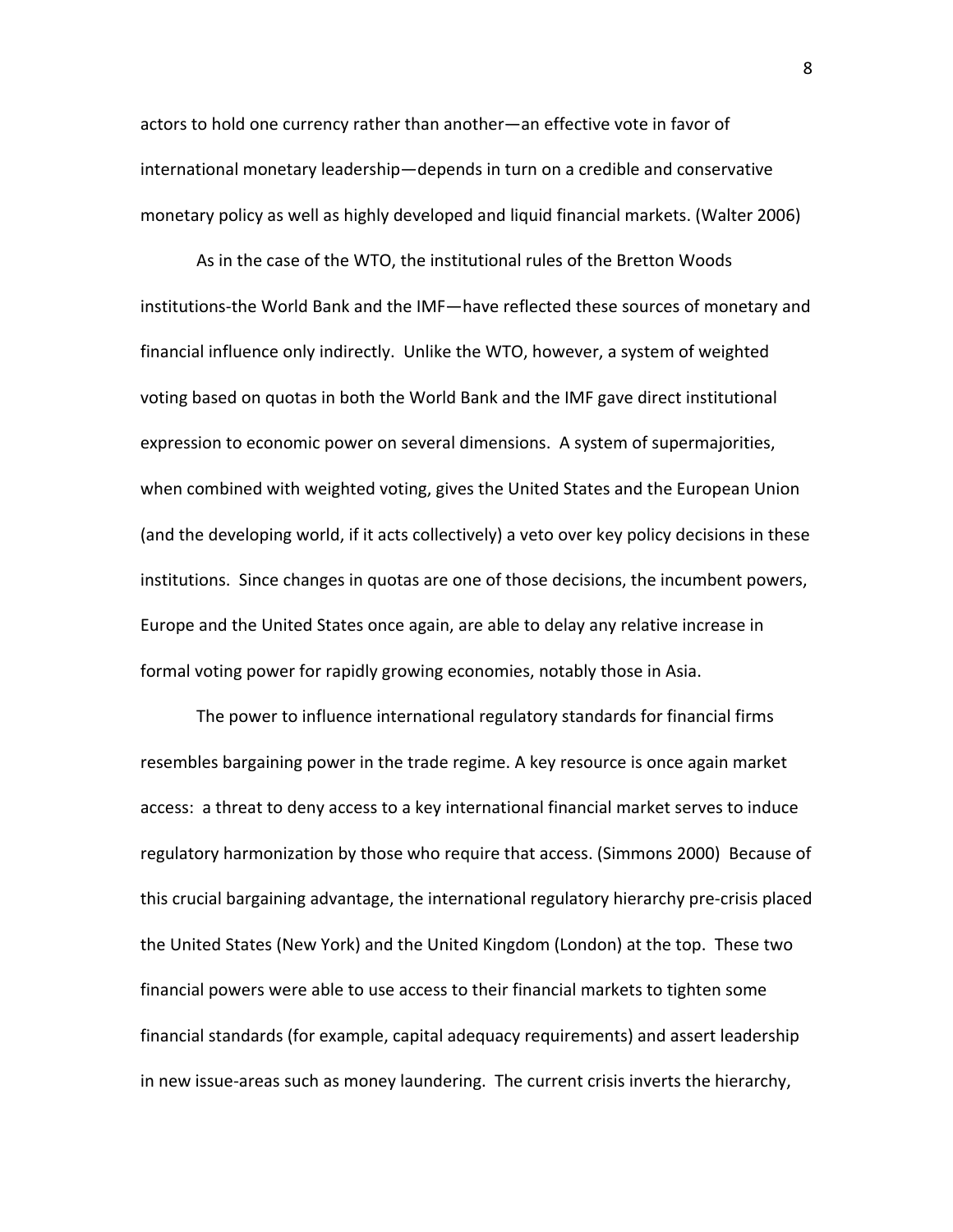actors to hold one currency rather than another—an effective vote in favor of international monetary leadership—depends in turn on a credible and conservative monetary policy as well as highly developed and liquid financial markets. (Walter 2006)

As in the case of the WTO, the institutional rules of the Bretton Woods institutions-the World Bank and the IMF—have reflected these sources of monetary and financial influence only indirectly. Unlike the WTO, however, a system of weighted voting based on quotas in both the World Bank and the IMF gave direct institutional expression to economic power on several dimensions. A system of supermajorities, when combined with weighted voting, gives the United States and the European Union (and the developing world, if it acts collectively) a veto over key policy decisions in these institutions. Since changes in quotas are one of those decisions, the incumbent powers, Europe and the United States once again, are able to delay any relative increase in formal voting power for rapidly growing economies, notably those in Asia.

The power to influence international regulatory standards for financial firms resembles bargaining power in the trade regime. A key resource is once again market access: a threat to deny access to a key international financial market serves to induce regulatory harmonization by those who require that access. (Simmons 2000) Because of this crucial bargaining advantage, the international regulatory hierarchy pre-crisis placed the United States (New York) and the United Kingdom (London) at the top. These two financial powers were able to use access to their financial markets to tighten some financial standards (for example, capital adequacy requirements) and assert leadership in new issue-areas such as money laundering. The current crisis inverts the hierarchy,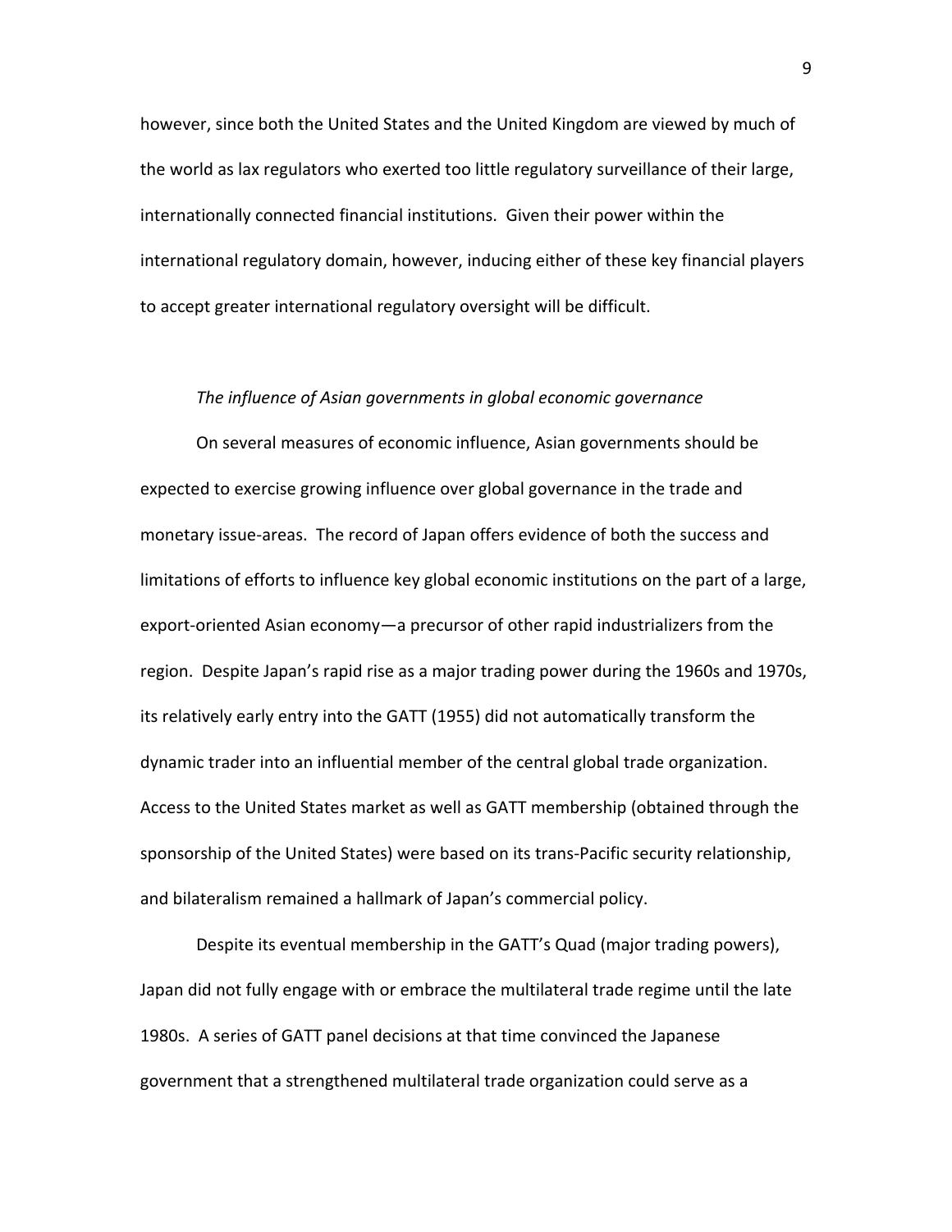however, since both the United States and the United Kingdom are viewed by much of the world as lax regulators who exerted too little regulatory surveillance of their large, internationally connected financial institutions. Given their power within the international regulatory domain, however, inducing either of these key financial players to accept greater international regulatory oversight will be difficult.

*The influence of Asian governments in global economic governance*

On several measures of economic influence, Asian governments should be expected to exercise growing influence over global governance in the trade and monetary issue-areas. The record of Japan offers evidence of both the success and limitations of efforts to influence key global economic institutions on the part of a large, export-oriented Asian economy—a precursor of other rapid industrializers from the region. Despite Japan's rapid rise as a major trading power during the 1960s and 1970s, its relatively early entry into the GATT (1955) did not automatically transform the dynamic trader into an influential member of the central global trade organization. Access to the United States market as well as GATT membership (obtained through the sponsorship of the United States) were based on its trans-Pacific security relationship, and bilateralism remained a hallmark of Japan's commercial policy.

Despite its eventual membership in the GATT's Quad (major trading powers), Japan did not fully engage with or embrace the multilateral trade regime until the late 1980s. A series of GATT panel decisions at that time convinced the Japanese government that a strengthened multilateral trade organization could serve as a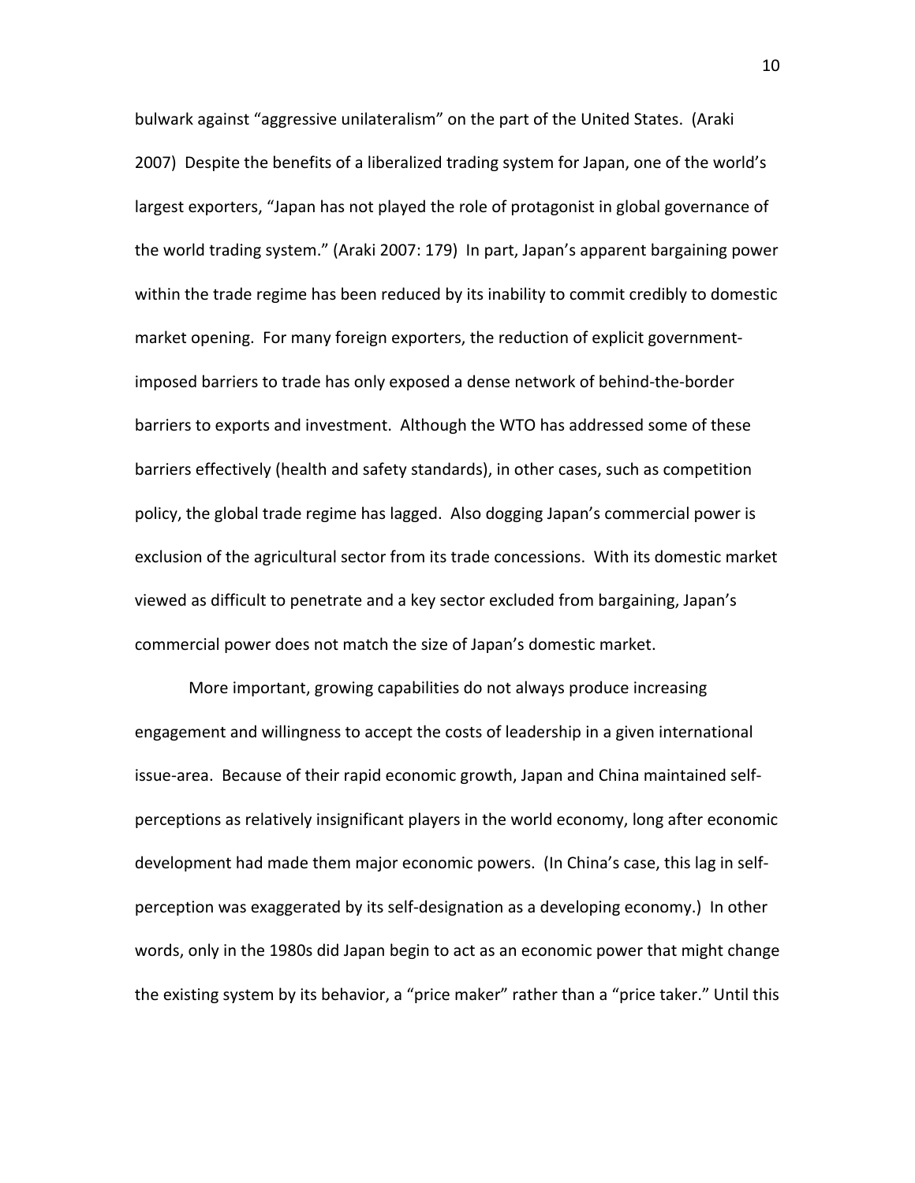bulwark against "aggressive unilateralism" on the part of the United States. (Araki 2007) Despite the benefits of a liberalized trading system for Japan, one of the world's largest exporters, "Japan has not played the role of protagonist in global governance of the world trading system." (Araki 2007: 179) In part, Japan's apparent bargaining power within the trade regime has been reduced by its inability to commit credibly to domestic market opening. For many foreign exporters, the reduction of explicit government-imposed barriers to trade has only exposed a dense network of behind-the-border barriers to exports and investment. Although the WTO has addressed some of these barriers effectively (health and safety standards), in other cases, such as competition policy, the global trade regime has lagged. Also dogging Japan's commercial power is exclusion of the agricultural sector from its trade concessions. With its domestic market viewed as difficult to penetrate and a key sector excluded from bargaining, Japan's commercial power does not match the size of Japan's domestic market.

More important, growing capabilities do not always produce increasing engagement and willingness to accept the costs of leadership in a given international issue-area. Because of their rapid economic growth, Japan and China maintained self-perceptions as relatively insignificant players in the world economy, long after economic development had made them major economic powers. (In China's case, this lag in self-perception was exaggerated by its self-designation as a developing economy.) In other words, only in the 1980s did Japan begin to act as an economic power that might change the existing system by its behavior, a "price maker" rather than a "price taker." Until this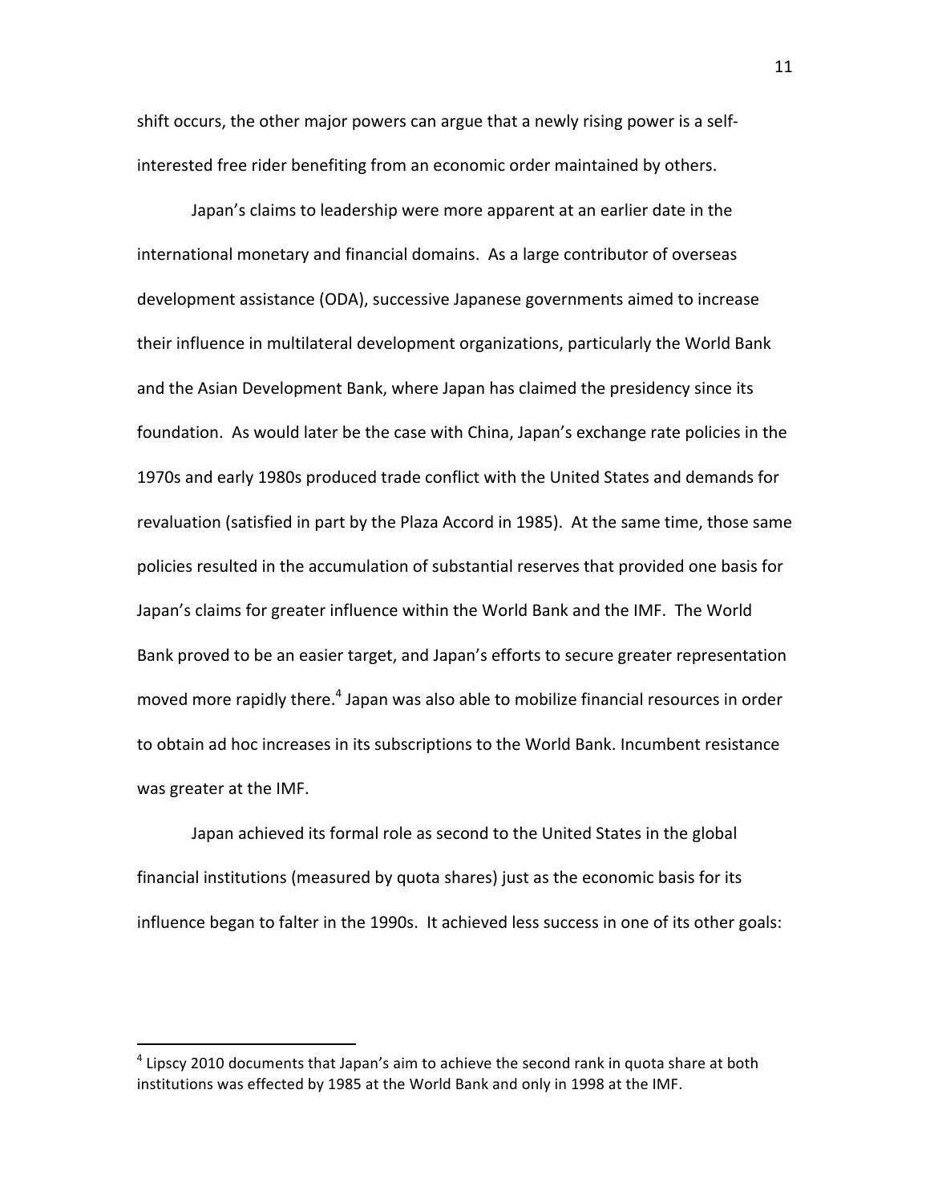shift occurs, the other major powers can argue that a newly rising power is a self-interested free rider benefiting from an economic order maintained by others.

Japan's claims to leadership were more apparent at an earlier date in the international monetary and financial domains. As a large contributor of overseas development assistance (ODA), successive Japanese governments aimed to increase their influence in multilateral development organizations, particularly the World Bank and the Asian Development Bank, where Japan has claimed the presidency since its foundation. As would later be the case with China, Japan's exchange rate policies in the 1970s and early 1980s produced trade conflict with the United States and demands for revaluation (satisfied in part by the Plaza Accord in 1985). At the same time, those same policies resulted in the accumulation of substantial reserves that provided one basis for Japan's claims for greater influence within the World Bank and the IMF. The World Bank proved to be an easier target, and Japan's efforts to secure greater representation moved more rapidly there.[4] Japan was also able to mobilize financial resources in order to obtain ad hoc increases in its subscriptions to the World Bank. Incumbent resistance was greater at the IMF.

Japan achieved its formal role as second to the United States in the global financial institutions (measured by quota shares) just as the economic basis for its influence began to falter in the 1990s. It achieved less success in one of its other goals:

---

[4] Lipscy 2010 documents that Japan's aim to achieve the second rank in quota share at both institutions was effected by 1985 at the World Bank and only in 1998 at the IMF.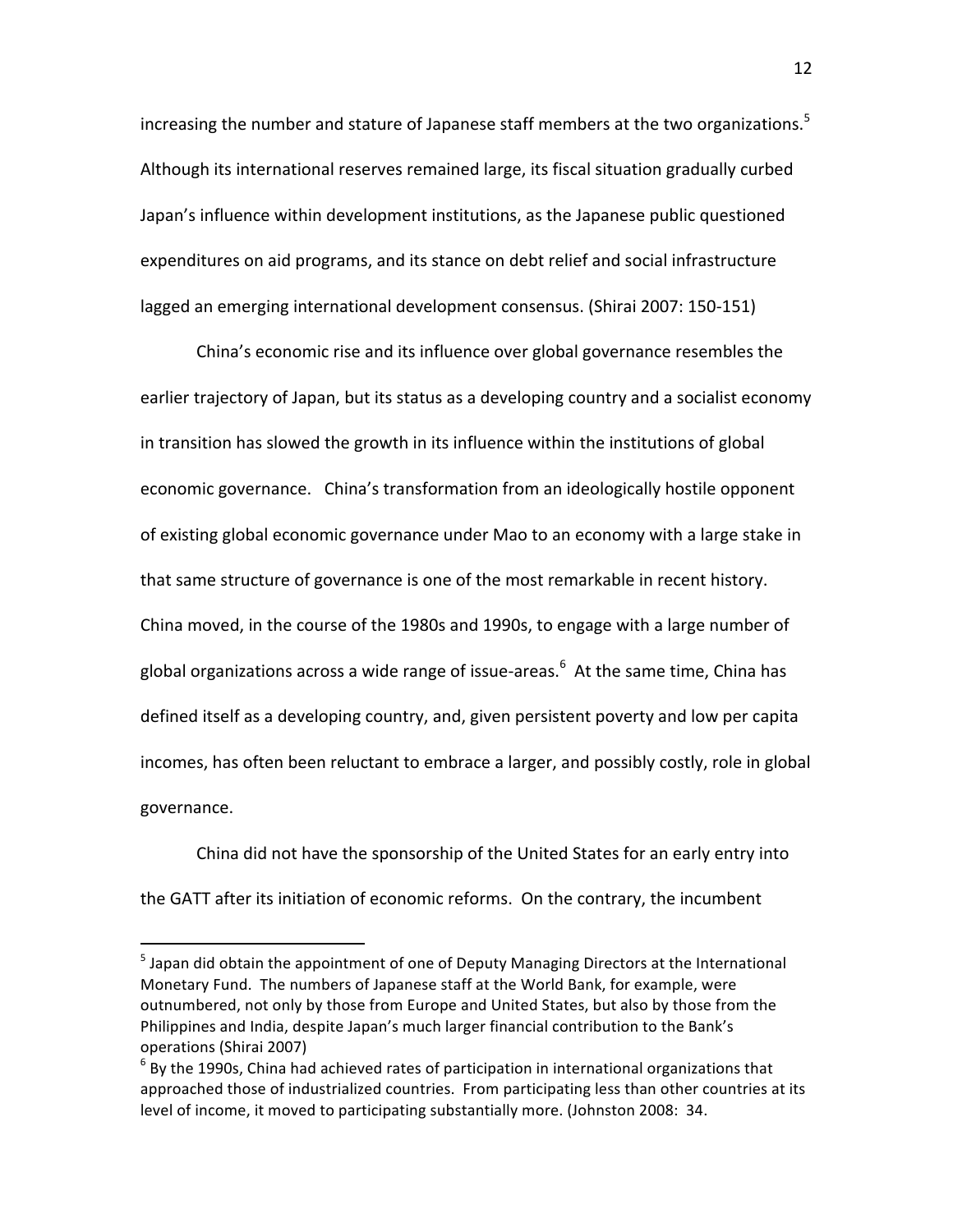increasing the number and stature of Japanese staff members at the two organizations.[5] Although its international reserves remained large, its fiscal situation gradually curbed Japan's influence within development institutions, as the Japanese public questioned expenditures on aid programs, and its stance on debt relief and social infrastructure lagged an emerging international development consensus. (Shirai 2007: 150-151)

China's economic rise and its influence over global governance resembles the earlier trajectory of Japan, but its status as a developing country and a socialist economy in transition has slowed the growth in its influence within the institutions of global economic governance. China's transformation from an ideologically hostile opponent of existing global economic governance under Mao to an economy with a large stake in that same structure of governance is one of the most remarkable in recent history. China moved, in the course of the 1980s and 1990s, to engage with a large number of global organizations across a wide range of issue-areas.[6] At the same time, China has defined itself as a developing country, and, given persistent poverty and low per capita incomes, has often been reluctant to embrace a larger, and possibly costly, role in global governance.

China did not have the sponsorship of the United States for an early entry into the GATT after its initiation of economic reforms. On the contrary, the incumbent

---

[5] Japan did obtain the appointment of one of Deputy Managing Directors at the International Monetary Fund. The numbers of Japanese staff at the World Bank, for example, were outnumbered, not only by those from Europe and United States, but also by those from the Philippines and India, despite Japan's much larger financial contribution to the Bank's operations (Shirai 2007)

[6] By the 1990s, China had achieved rates of participation in international organizations that approached those of industrialized countries. From participating less than other countries at its level of income, it moved to participating substantially more. (Johnston 2008: 34.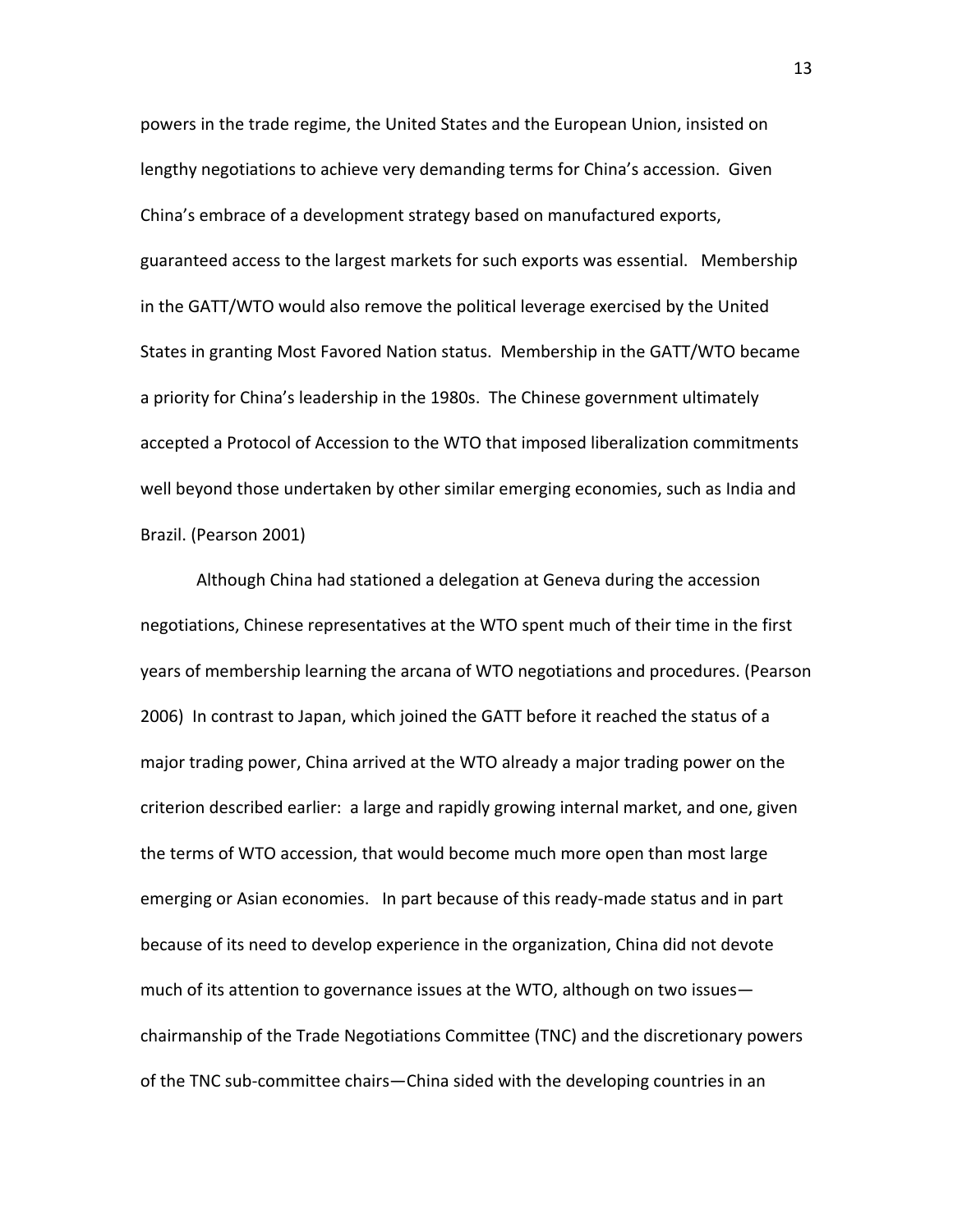powers in the trade regime, the United States and the European Union, insisted on lengthy negotiations to achieve very demanding terms for China's accession. Given China's embrace of a development strategy based on manufactured exports, guaranteed access to the largest markets for such exports was essential. Membership in the GATT/WTO would also remove the political leverage exercised by the United States in granting Most Favored Nation status. Membership in the GATT/WTO became a priority for China's leadership in the 1980s. The Chinese government ultimately accepted a Protocol of Accession to the WTO that imposed liberalization commitments well beyond those undertaken by other similar emerging economies, such as India and Brazil. (Pearson 2001)

Although China had stationed a delegation at Geneva during the accession negotiations, Chinese representatives at the WTO spent much of their time in the first years of membership learning the arcana of WTO negotiations and procedures. (Pearson 2006) In contrast to Japan, which joined the GATT before it reached the status of a major trading power, China arrived at the WTO already a major trading power on the criterion described earlier: a large and rapidly growing internal market, and one, given the terms of WTO accession, that would become much more open than most large emerging or Asian economies. In part because of this ready-made status and in part because of its need to develop experience in the organization, China did not devote much of its attention to governance issues at the WTO, although on two issues—chairmanship of the Trade Negotiations Committee (TNC) and the discretionary powers of the TNC sub-committee chairs—China sided with the developing countries in an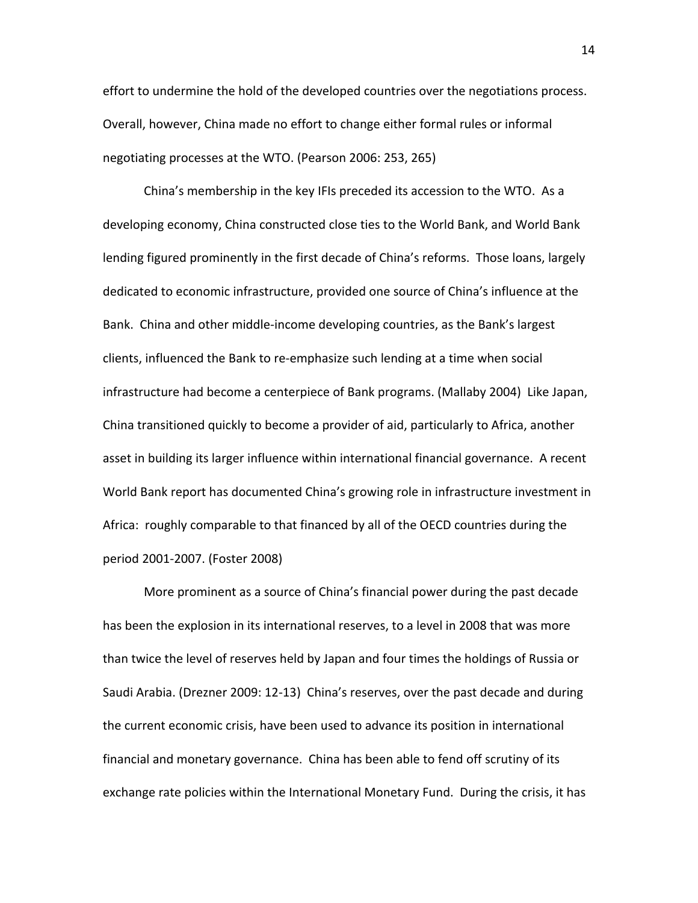effort to undermine the hold of the developed countries over the negotiations process. Overall, however, China made no effort to change either formal rules or informal negotiating processes at the WTO. (Pearson 2006: 253, 265)

China's membership in the key IFIs preceded its accession to the WTO. As a developing economy, China constructed close ties to the World Bank, and World Bank lending figured prominently in the first decade of China's reforms. Those loans, largely dedicated to economic infrastructure, provided one source of China's influence at the Bank. China and other middle-income developing countries, as the Bank's largest clients, influenced the Bank to re-emphasize such lending at a time when social infrastructure had become a centerpiece of Bank programs. (Mallaby 2004) Like Japan, China transitioned quickly to become a provider of aid, particularly to Africa, another asset in building its larger influence within international financial governance. A recent World Bank report has documented China's growing role in infrastructure investment in Africa: roughly comparable to that financed by all of the OECD countries during the period 2001-2007. (Foster 2008)

More prominent as a source of China's financial power during the past decade has been the explosion in its international reserves, to a level in 2008 that was more than twice the level of reserves held by Japan and four times the holdings of Russia or Saudi Arabia. (Drezner 2009: 12-13) China's reserves, over the past decade and during the current economic crisis, have been used to advance its position in international financial and monetary governance. China has been able to fend off scrutiny of its exchange rate policies within the International Monetary Fund. During the crisis, it has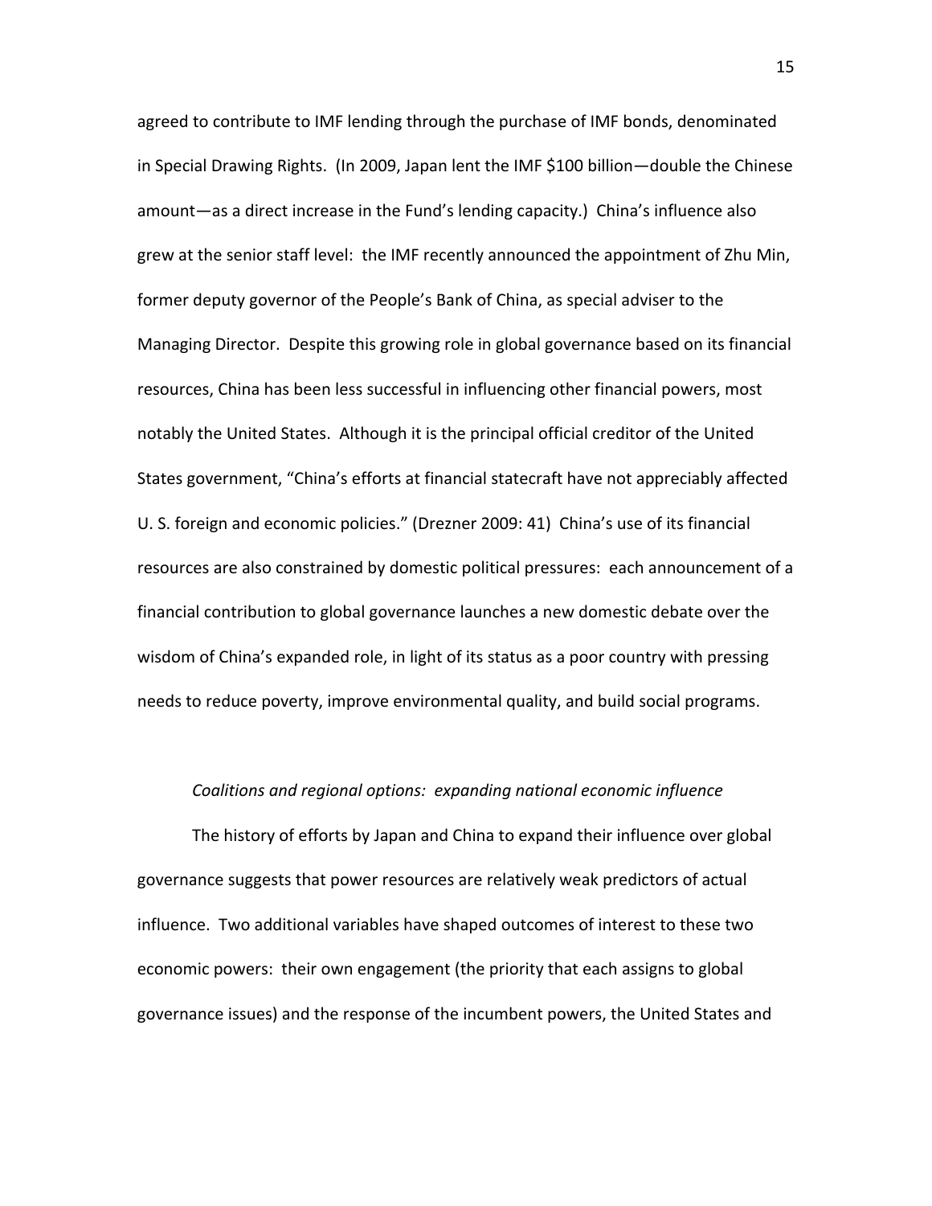agreed to contribute to IMF lending through the purchase of IMF bonds, denominated in Special Drawing Rights. (In 2009, Japan lent the IMF $100 billion—double the Chinese amount—as a direct increase in the Fund's lending capacity.) China's influence also grew at the senior staff level: the IMF recently announced the appointment of Zhu Min, former deputy governor of the People's Bank of China, as special adviser to the Managing Director. Despite this growing role in global governance based on its financial resources, China has been less successful in influencing other financial powers, most notably the United States. Although it is the principal official creditor of the United States government, "China's efforts at financial statecraft have not appreciably affected U. S. foreign and economic policies." (Drezner 2009: 41) China's use of its financial resources are also constrained by domestic political pressures: each announcement of a financial contribution to global governance launches a new domestic debate over the wisdom of China's expanded role, in light of its status as a poor country with pressing needs to reduce poverty, improve environmental quality, and build social programs.

*Coalitions and regional options: expanding national economic influence*

The history of efforts by Japan and China to expand their influence over global governance suggests that power resources are relatively weak predictors of actual influence. Two additional variables have shaped outcomes of interest to these two economic powers: their own engagement (the priority that each assigns to global governance issues) and the response of the incumbent powers, the United States and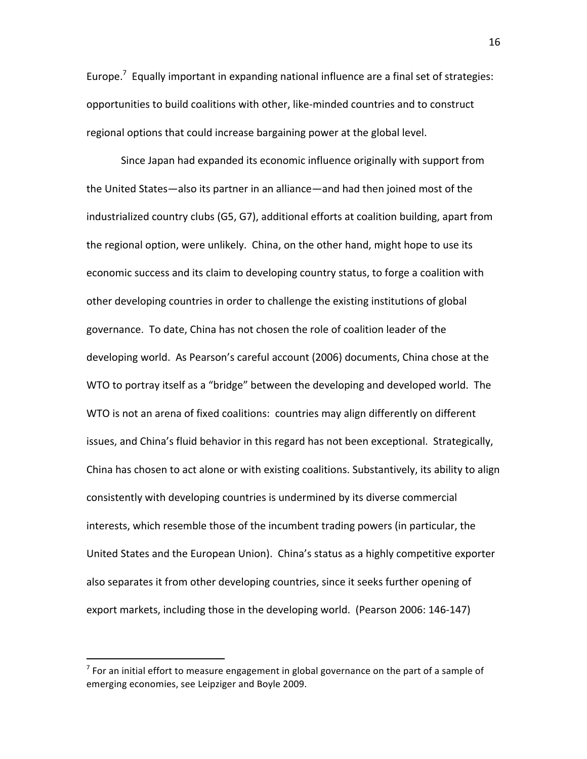Europe.[7] Equally important in expanding national influence are a final set of strategies: opportunities to build coalitions with other, like-minded countries and to construct regional options that could increase bargaining power at the global level.

Since Japan had expanded its economic influence originally with support from the United States—also its partner in an alliance—and had then joined most of the industrialized country clubs (G5, G7), additional efforts at coalition building, apart from the regional option, were unlikely. China, on the other hand, might hope to use its economic success and its claim to developing country status, to forge a coalition with other developing countries in order to challenge the existing institutions of global governance. To date, China has not chosen the role of coalition leader of the developing world. As Pearson's careful account (2006) documents, China chose at the WTO to portray itself as a "bridge" between the developing and developed world. The WTO is not an arena of fixed coalitions: countries may align differently on different issues, and China's fluid behavior in this regard has not been exceptional. Strategically, China has chosen to act alone or with existing coalitions. Substantively, its ability to align consistently with developing countries is undermined by its diverse commercial interests, which resemble those of the incumbent trading powers (in particular, the United States and the European Union). China's status as a highly competitive exporter also separates it from other developing countries, since it seeks further opening of export markets, including those in the developing world. (Pearson 2006: 146-147)

[7] For an initial effort to measure engagement in global governance on the part of a sample of emerging economies, see Leipziger and Boyle 2009.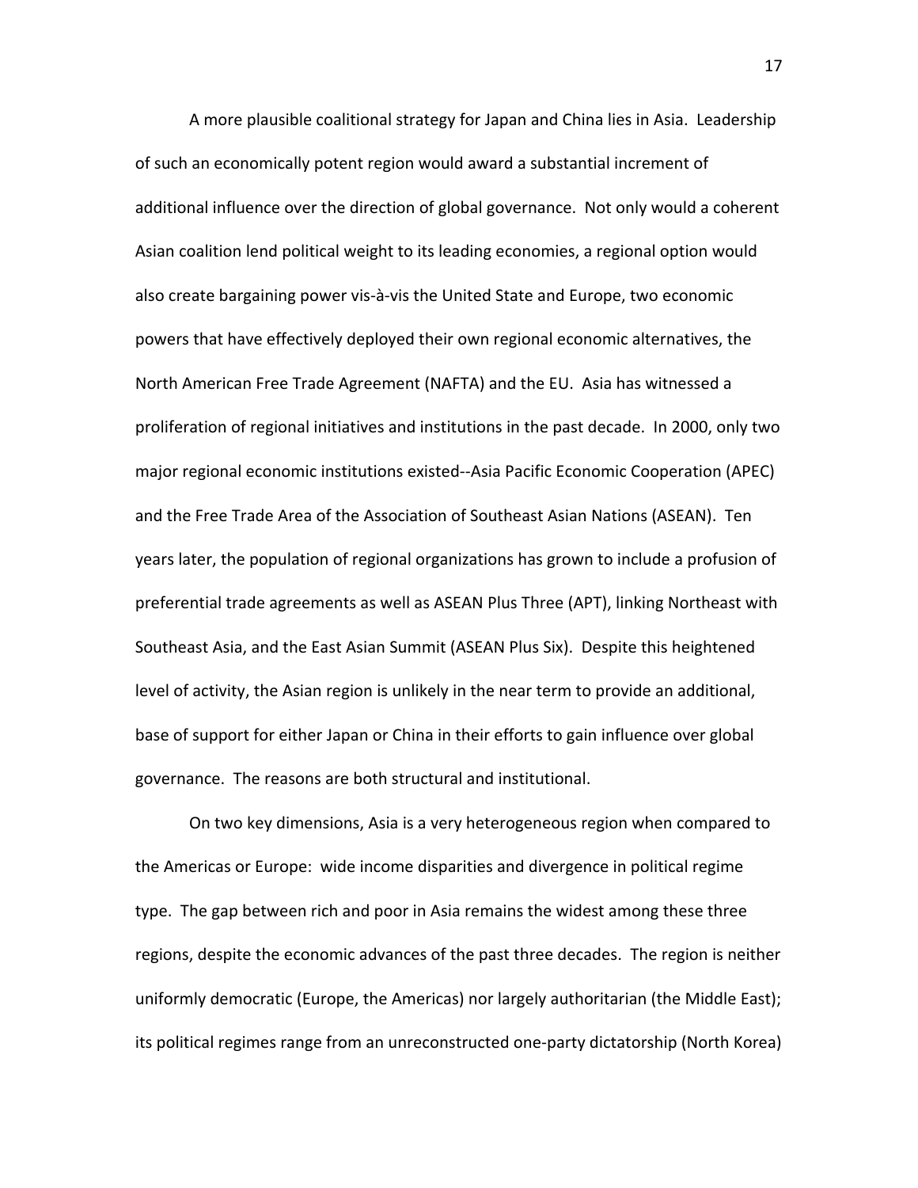A more plausible coalitional strategy for Japan and China lies in Asia. Leadership of such an economically potent region would award a substantial increment of additional influence over the direction of global governance. Not only would a coherent Asian coalition lend political weight to its leading economies, a regional option would also create bargaining power vis-à-vis the United State and Europe, two economic powers that have effectively deployed their own regional economic alternatives, the North American Free Trade Agreement (NAFTA) and the EU. Asia has witnessed a proliferation of regional initiatives and institutions in the past decade. In 2000, only two major regional economic institutions existed--Asia Pacific Economic Cooperation (APEC) and the Free Trade Area of the Association of Southeast Asian Nations (ASEAN). Ten years later, the population of regional organizations has grown to include a profusion of preferential trade agreements as well as ASEAN Plus Three (APT), linking Northeast with Southeast Asia, and the East Asian Summit (ASEAN Plus Six). Despite this heightened level of activity, the Asian region is unlikely in the near term to provide an additional, base of support for either Japan or China in their efforts to gain influence over global governance. The reasons are both structural and institutional.

On two key dimensions, Asia is a very heterogeneous region when compared to the Americas or Europe: wide income disparities and divergence in political regime type. The gap between rich and poor in Asia remains the widest among these three regions, despite the economic advances of the past three decades. The region is neither uniformly democratic (Europe, the Americas) nor largely authoritarian (the Middle East); its political regimes range from an unreconstructed one-party dictatorship (North Korea)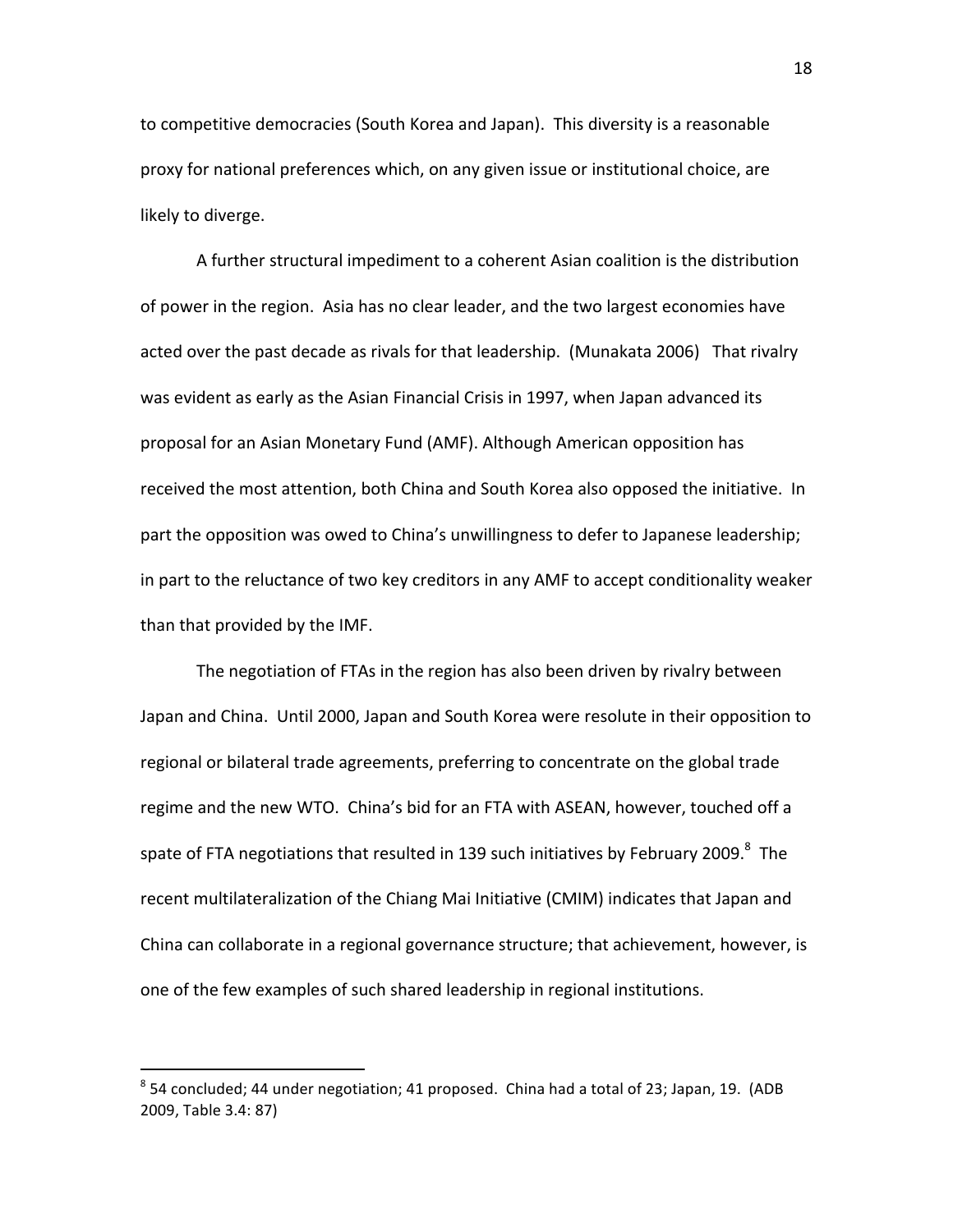to competitive democracies (South Korea and Japan). This diversity is a reasonable proxy for national preferences which, on any given issue or institutional choice, are likely to diverge.

A further structural impediment to a coherent Asian coalition is the distribution of power in the region. Asia has no clear leader, and the two largest economies have acted over the past decade as rivals for that leadership. (Munakata 2006) That rivalry was evident as early as the Asian Financial Crisis in 1997, when Japan advanced its proposal for an Asian Monetary Fund (AMF). Although American opposition has received the most attention, both China and South Korea also opposed the initiative. In part the opposition was owed to China's unwillingness to defer to Japanese leadership; in part to the reluctance of two key creditors in any AMF to accept conditionality weaker than that provided by the IMF.

The negotiation of FTAs in the region has also been driven by rivalry between Japan and China. Until 2000, Japan and South Korea were resolute in their opposition to regional or bilateral trade agreements, preferring to concentrate on the global trade regime and the new WTO. China's bid for an FTA with ASEAN, however, touched off a spate of FTA negotiations that resulted in 139 such initiatives by February 2009.[8] The recent multilateralization of the Chiang Mai Initiative (CMIM) indicates that Japan and China can collaborate in a regional governance structure; that achievement, however, is one of the few examples of such shared leadership in regional institutions.

---

[8] 54 concluded; 44 under negotiation; 41 proposed. China had a total of 23; Japan, 19. (ADB 2009, Table 3.4: 87)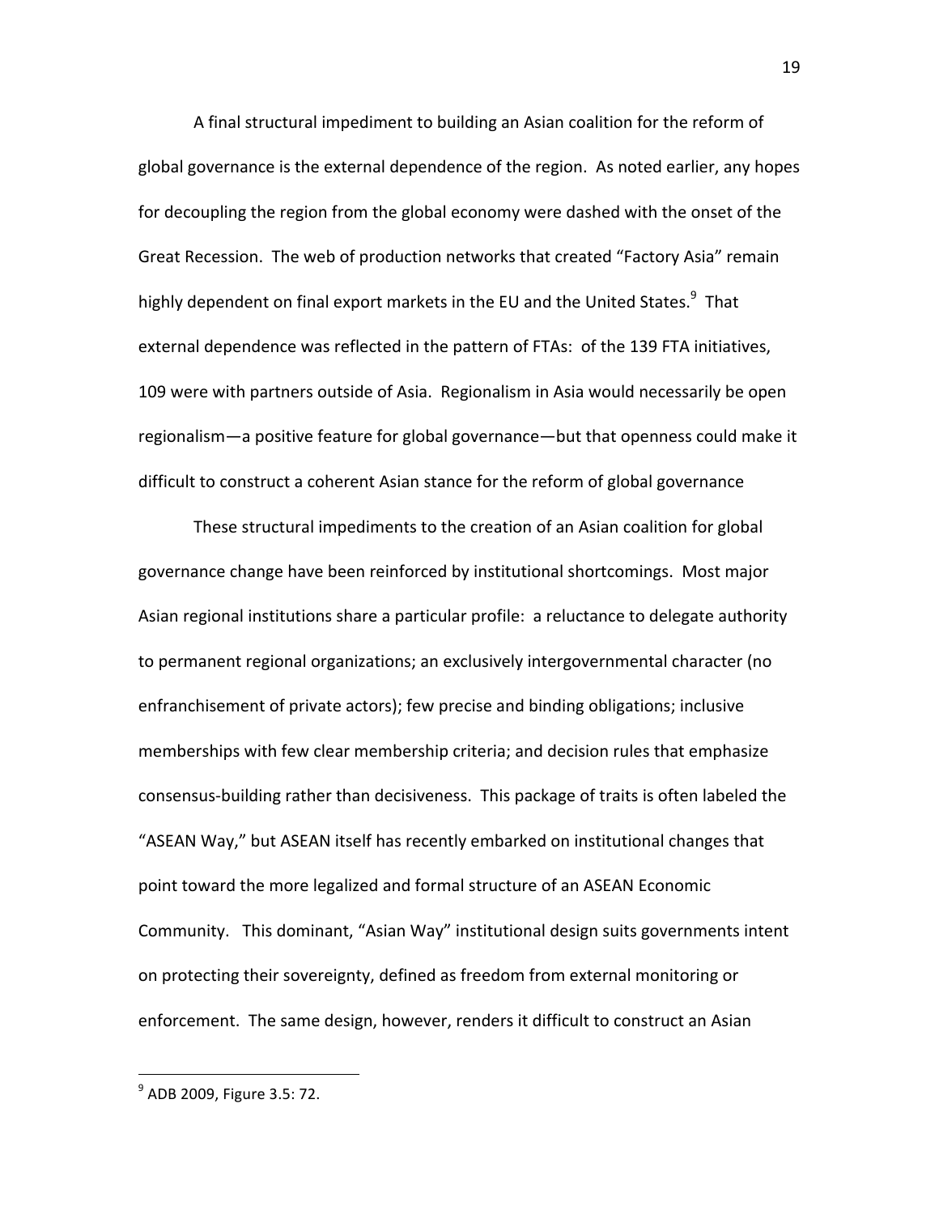A final structural impediment to building an Asian coalition for the reform of global governance is the external dependence of the region. As noted earlier, any hopes for decoupling the region from the global economy were dashed with the onset of the Great Recession. The web of production networks that created "Factory Asia" remain highly dependent on final export markets in the EU and the United States.[9] That external dependence was reflected in the pattern of FTAs: of the 139 FTA initiatives, 109 were with partners outside of Asia. Regionalism in Asia would necessarily be open regionalism—a positive feature for global governance—but that openness could make it difficult to construct a coherent Asian stance for the reform of global governance

These structural impediments to the creation of an Asian coalition for global governance change have been reinforced by institutional shortcomings. Most major Asian regional institutions share a particular profile: a reluctance to delegate authority to permanent regional organizations; an exclusively intergovernmental character (no enfranchisement of private actors); few precise and binding obligations; inclusive memberships with few clear membership criteria; and decision rules that emphasize consensus-building rather than decisiveness. This package of traits is often labeled the "ASEAN Way," but ASEAN itself has recently embarked on institutional changes that point toward the more legalized and formal structure of an ASEAN Economic Community. This dominant, "Asian Way" institutional design suits governments intent on protecting their sovereignty, defined as freedom from external monitoring or enforcement. The same design, however, renders it difficult to construct an Asian

---

[9] ADB 2009, Figure 3.5: 72.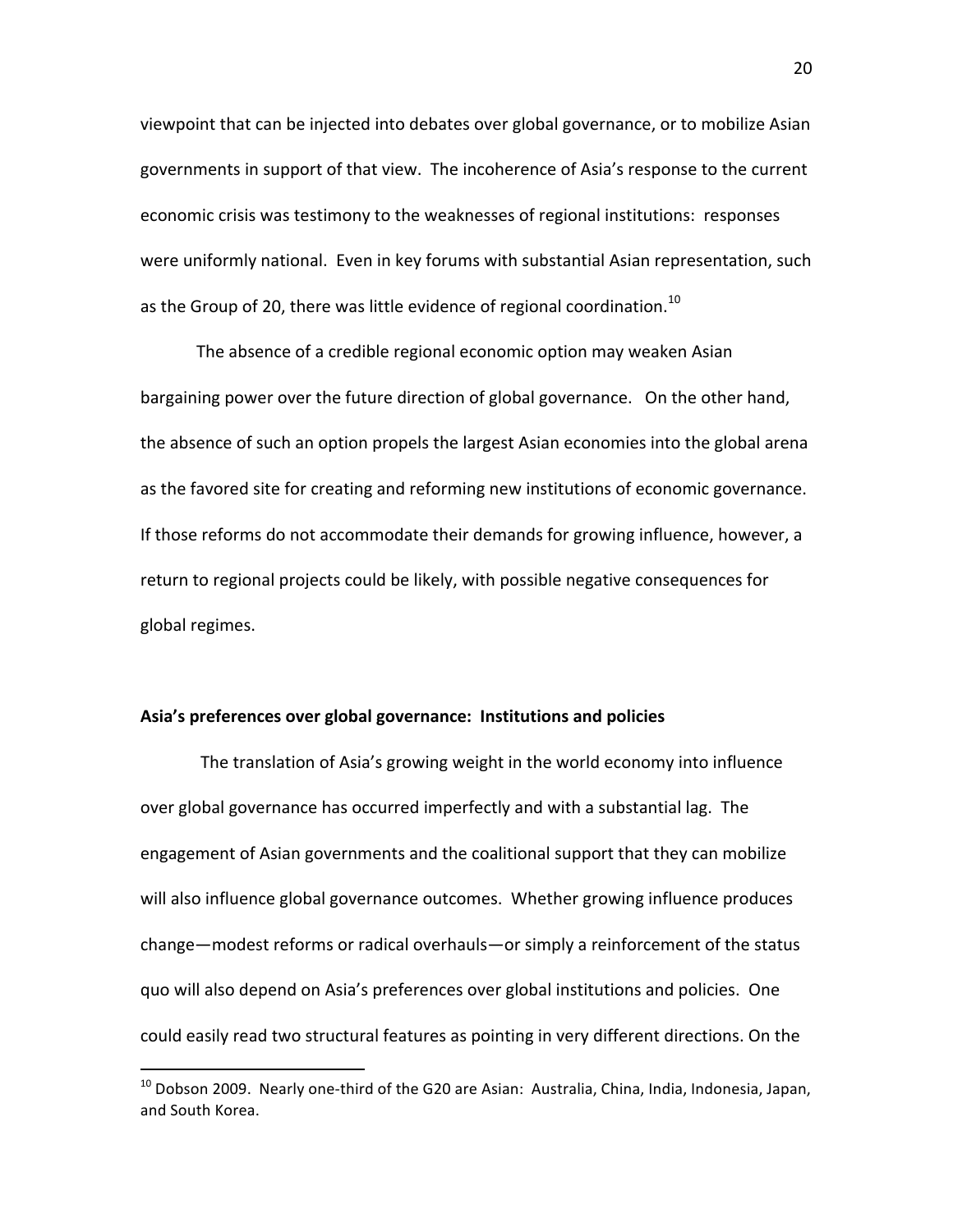viewpoint that can be injected into debates over global governance, or to mobilize Asian governments in support of that view. The incoherence of Asia's response to the current economic crisis was testimony to the weaknesses of regional institutions: responses were uniformly national. Even in key forums with substantial Asian representation, such as the Group of 20, there was little evidence of regional coordination.[10]

The absence of a credible regional economic option may weaken Asian bargaining power over the future direction of global governance. On the other hand, the absence of such an option propels the largest Asian economies into the global arena as the favored site for creating and reforming new institutions of economic governance. If those reforms do not accommodate their demands for growing influence, however, a return to regional projects could be likely, with possible negative consequences for global regimes.

**Asia's preferences over global governance: Institutions and policies**

The translation of Asia's growing weight in the world economy into influence over global governance has occurred imperfectly and with a substantial lag. The engagement of Asian governments and the coalitional support that they can mobilize will also influence global governance outcomes. Whether growing influence produces change—modest reforms or radical overhauls—or simply a reinforcement of the status quo will also depend on Asia's preferences over global institutions and policies. One could easily read two structural features as pointing in very different directions. On the

[10] Dobson 2009. Nearly one-third of the G20 are Asian: Australia, China, India, Indonesia, Japan, and South Korea.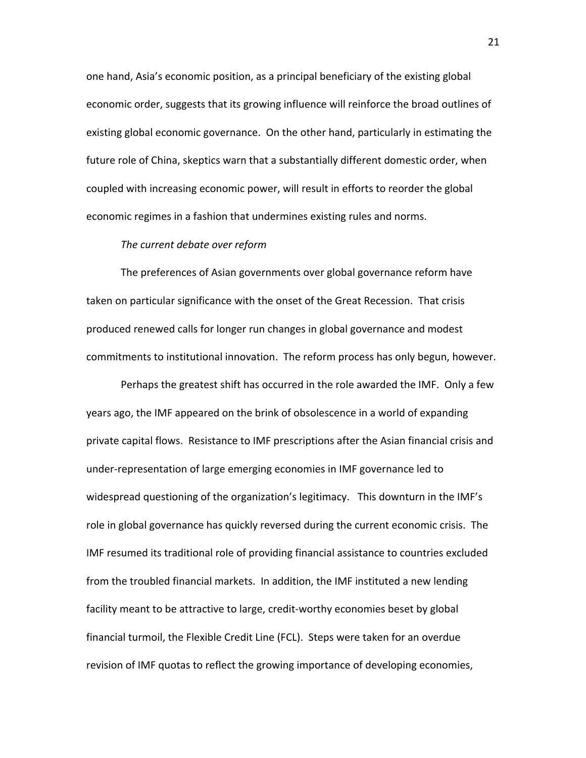one hand, Asia's economic position, as a principal beneficiary of the existing global economic order, suggests that its growing influence will reinforce the broad outlines of existing global economic governance. On the other hand, particularly in estimating the future role of China, skeptics warn that a substantially different domestic order, when coupled with increasing economic power, will result in efforts to reorder the global economic regimes in a fashion that undermines existing rules and norms.

*The current debate over reform*

The preferences of Asian governments over global governance reform have taken on particular significance with the onset of the Great Recession. That crisis produced renewed calls for longer run changes in global governance and modest commitments to institutional innovation. The reform process has only begun, however.

Perhaps the greatest shift has occurred in the role awarded the IMF. Only a few years ago, the IMF appeared on the brink of obsolescence in a world of expanding private capital flows. Resistance to IMF prescriptions after the Asian financial crisis and under-representation of large emerging economies in IMF governance led to widespread questioning of the organization's legitimacy. This downturn in the IMF's role in global governance has quickly reversed during the current economic crisis. The IMF resumed its traditional role of providing financial assistance to countries excluded from the troubled financial markets. In addition, the IMF instituted a new lending facility meant to be attractive to large, credit-worthy economies beset by global financial turmoil, the Flexible Credit Line (FCL). Steps were taken for an overdue revision of IMF quotas to reflect the growing importance of developing economies,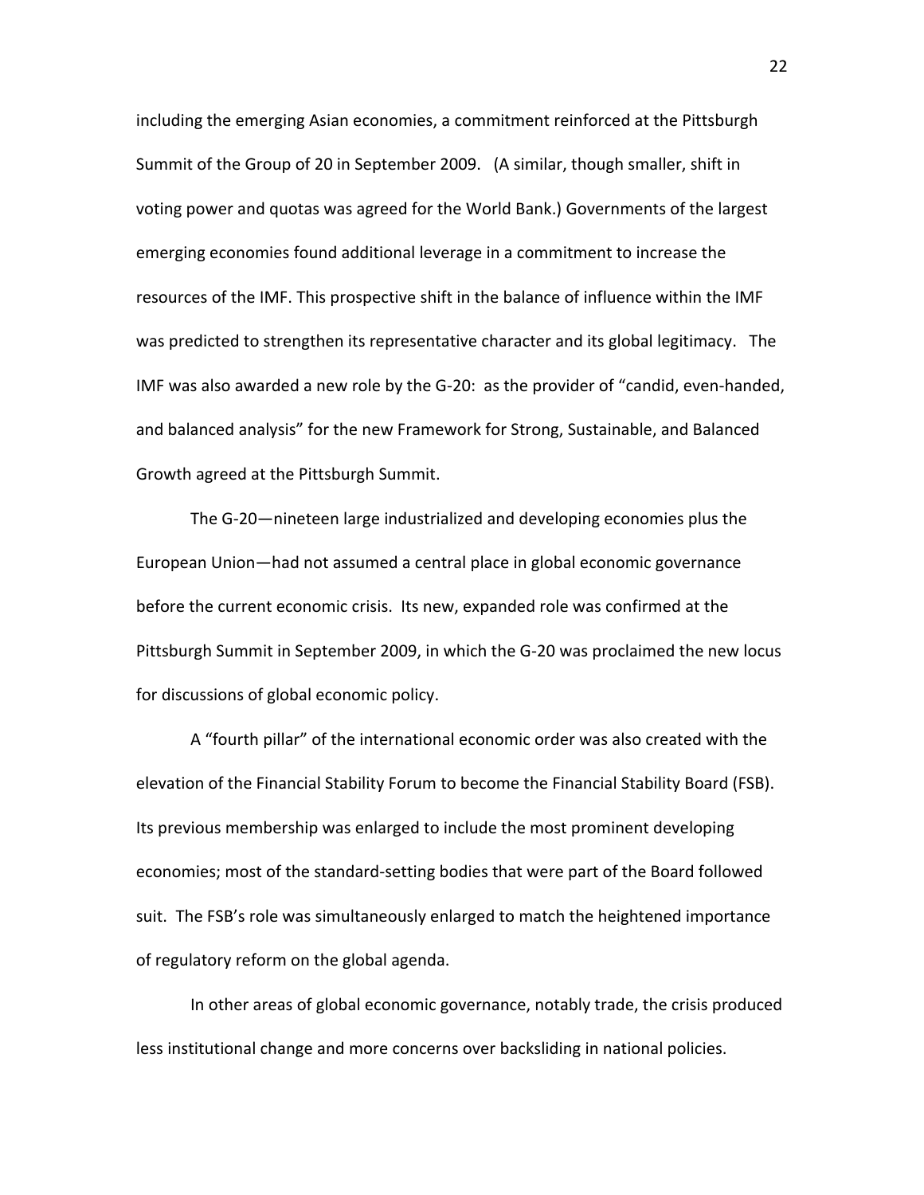including the emerging Asian economies, a commitment reinforced at the Pittsburgh Summit of the Group of 20 in September 2009. (A similar, though smaller, shift in voting power and quotas was agreed for the World Bank.) Governments of the largest emerging economies found additional leverage in a commitment to increase the resources of the IMF. This prospective shift in the balance of influence within the IMF was predicted to strengthen its representative character and its global legitimacy. The IMF was also awarded a new role by the G-20: as the provider of "candid, even-handed, and balanced analysis" for the new Framework for Strong, Sustainable, and Balanced Growth agreed at the Pittsburgh Summit.

The G-20—nineteen large industrialized and developing economies plus the European Union—had not assumed a central place in global economic governance before the current economic crisis. Its new, expanded role was confirmed at the Pittsburgh Summit in September 2009, in which the G-20 was proclaimed the new locus for discussions of global economic policy.

A "fourth pillar" of the international economic order was also created with the elevation of the Financial Stability Forum to become the Financial Stability Board (FSB). Its previous membership was enlarged to include the most prominent developing economies; most of the standard-setting bodies that were part of the Board followed suit. The FSB's role was simultaneously enlarged to match the heightened importance of regulatory reform on the global agenda.

In other areas of global economic governance, notably trade, the crisis produced less institutional change and more concerns over backsliding in national policies.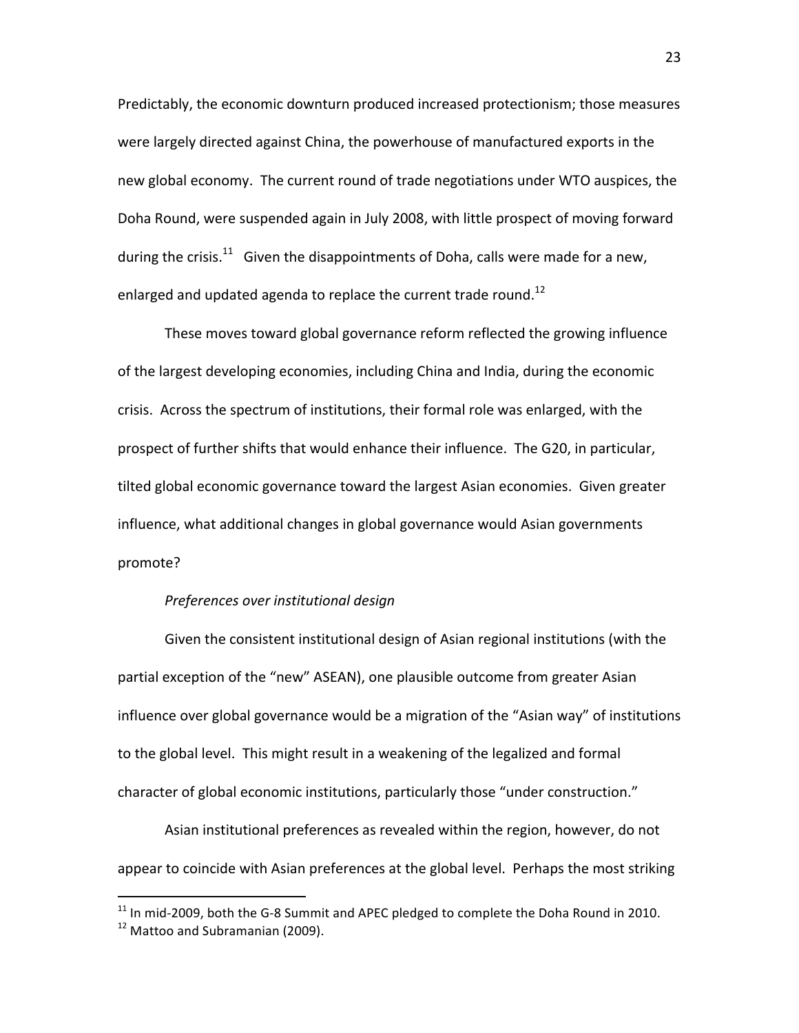Predictably, the economic downturn produced increased protectionism; those measures were largely directed against China, the powerhouse of manufactured exports in the new global economy. The current round of trade negotiations under WTO auspices, the Doha Round, were suspended again in July 2008, with little prospect of moving forward during the crisis.[11] Given the disappointments of Doha, calls were made for a new, enlarged and updated agenda to replace the current trade round.[12]

These moves toward global governance reform reflected the growing influence of the largest developing economies, including China and India, during the economic crisis. Across the spectrum of institutions, their formal role was enlarged, with the prospect of further shifts that would enhance their influence. The G20, in particular, tilted global economic governance toward the largest Asian economies. Given greater influence, what additional changes in global governance would Asian governments promote?

*Preferences over institutional design*

Given the consistent institutional design of Asian regional institutions (with the partial exception of the "new" ASEAN), one plausible outcome from greater Asian influence over global governance would be a migration of the "Asian way" of institutions to the global level. This might result in a weakening of the legalized and formal character of global economic institutions, particularly those "under construction."

Asian institutional preferences as revealed within the region, however, do not appear to coincide with Asian preferences at the global level. Perhaps the most striking

---

[11] In mid-2009, both the G-8 Summit and APEC pledged to complete the Doha Round in 2010.

[12] Mattoo and Subramanian (2009).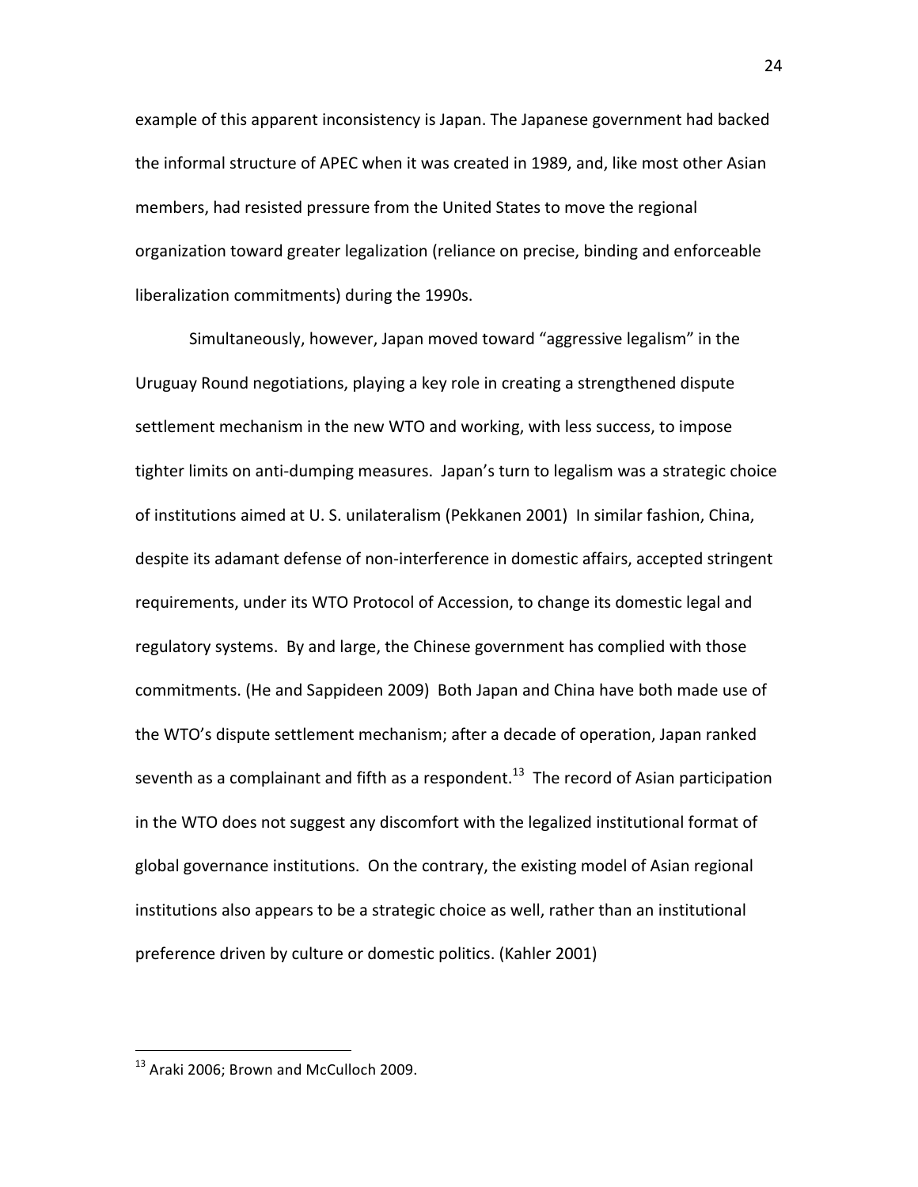example of this apparent inconsistency is Japan. The Japanese government had backed the informal structure of APEC when it was created in 1989, and, like most other Asian members, had resisted pressure from the United States to move the regional organization toward greater legalization (reliance on precise, binding and enforceable liberalization commitments) during the 1990s.

Simultaneously, however, Japan moved toward "aggressive legalism" in the Uruguay Round negotiations, playing a key role in creating a strengthened dispute settlement mechanism in the new WTO and working, with less success, to impose tighter limits on anti-dumping measures. Japan's turn to legalism was a strategic choice of institutions aimed at U. S. unilateralism (Pekkanen 2001) In similar fashion, China, despite its adamant defense of non-interference in domestic affairs, accepted stringent requirements, under its WTO Protocol of Accession, to change its domestic legal and regulatory systems. By and large, the Chinese government has complied with those commitments. (He and Sappideen 2009) Both Japan and China have both made use of the WTO's dispute settlement mechanism; after a decade of operation, Japan ranked seventh as a complainant and fifth as a respondent.[13] The record of Asian participation in the WTO does not suggest any discomfort with the legalized institutional format of global governance institutions. On the contrary, the existing model of Asian regional institutions also appears to be a strategic choice as well, rather than an institutional preference driven by culture or domestic politics. (Kahler 2001)

[13] Araki 2006; Brown and McCulloch 2009.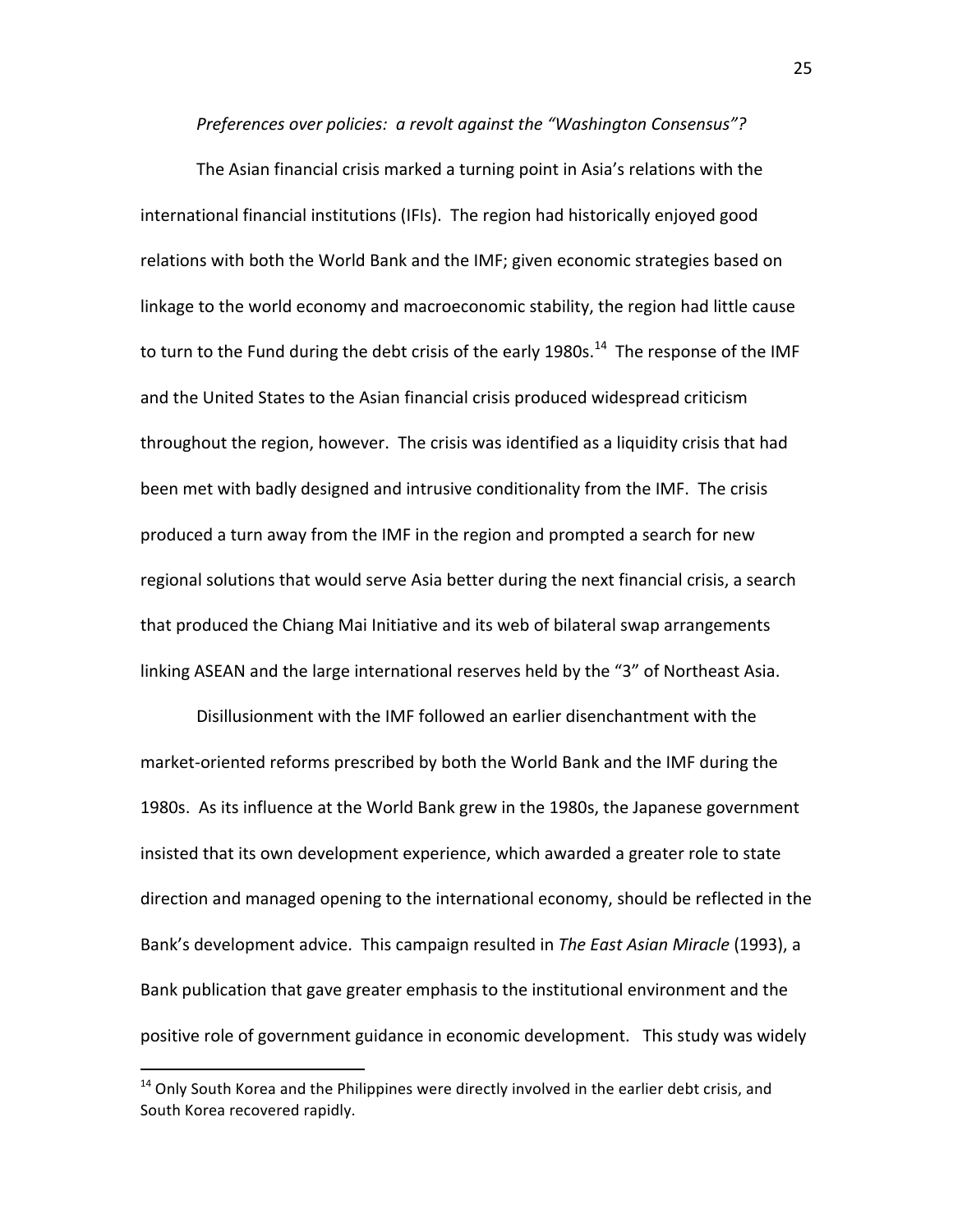*Preferences over policies: a revolt against the "Washington Consensus"?*

The Asian financial crisis marked a turning point in Asia's relations with the international financial institutions (IFIs). The region had historically enjoyed good relations with both the World Bank and the IMF; given economic strategies based on linkage to the world economy and macroeconomic stability, the region had little cause to turn to the Fund during the debt crisis of the early 1980s.[14] The response of the IMF and the United States to the Asian financial crisis produced widespread criticism throughout the region, however. The crisis was identified as a liquidity crisis that had been met with badly designed and intrusive conditionality from the IMF. The crisis produced a turn away from the IMF in the region and prompted a search for new regional solutions that would serve Asia better during the next financial crisis, a search that produced the Chiang Mai Initiative and its web of bilateral swap arrangements linking ASEAN and the large international reserves held by the "3" of Northeast Asia.

Disillusionment with the IMF followed an earlier disenchantment with the market-oriented reforms prescribed by both the World Bank and the IMF during the 1980s. As its influence at the World Bank grew in the 1980s, the Japanese government insisted that its own development experience, which awarded a greater role to state direction and managed opening to the international economy, should be reflected in the Bank's development advice. This campaign resulted in *The East Asian Miracle* (1993), a Bank publication that gave greater emphasis to the institutional environment and the positive role of government guidance in economic development. This study was widely

[14] Only South Korea and the Philippines were directly involved in the earlier debt crisis, and South Korea recovered rapidly.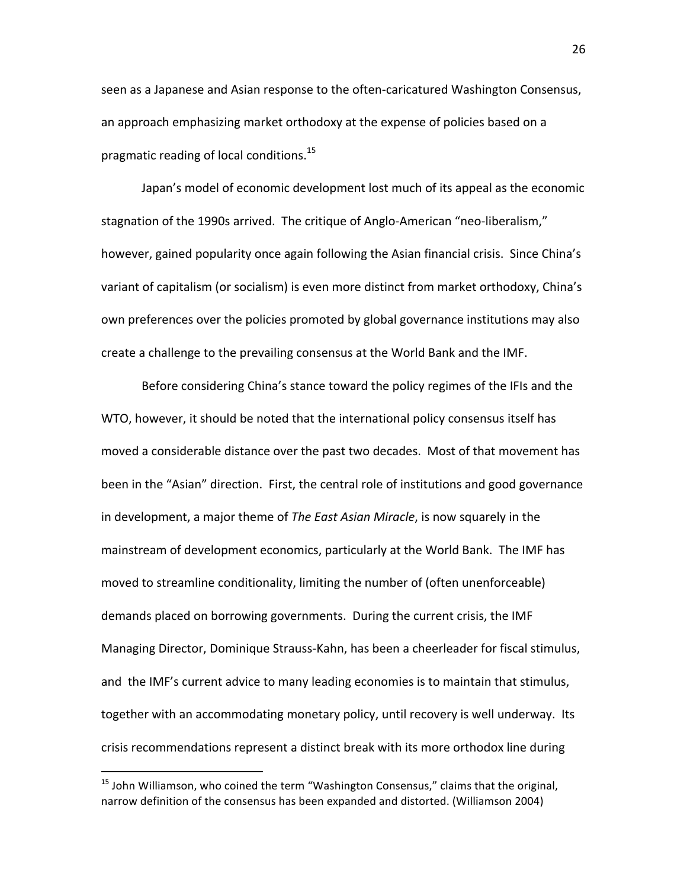seen as a Japanese and Asian response to the often-caricatured Washington Consensus, an approach emphasizing market orthodoxy at the expense of policies based on a pragmatic reading of local conditions.[15]

Japan's model of economic development lost much of its appeal as the economic stagnation of the 1990s arrived. The critique of Anglo-American "neo-liberalism," however, gained popularity once again following the Asian financial crisis. Since China's variant of capitalism (or socialism) is even more distinct from market orthodoxy, China's own preferences over the policies promoted by global governance institutions may also create a challenge to the prevailing consensus at the World Bank and the IMF.

Before considering China's stance toward the policy regimes of the IFIs and the WTO, however, it should be noted that the international policy consensus itself has moved a considerable distance over the past two decades. Most of that movement has been in the "Asian" direction. First, the central role of institutions and good governance in development, a major theme of *The East Asian Miracle*, is now squarely in the mainstream of development economics, particularly at the World Bank. The IMF has moved to streamline conditionality, limiting the number of (often unenforceable) demands placed on borrowing governments. During the current crisis, the IMF Managing Director, Dominique Strauss-Kahn, has been a cheerleader for fiscal stimulus, and the IMF's current advice to many leading economies is to maintain that stimulus, together with an accommodating monetary policy, until recovery is well underway. Its crisis recommendations represent a distinct break with its more orthodox line during

[15] John Williamson, who coined the term "Washington Consensus," claims that the original, narrow definition of the consensus has been expanded and distorted. (Williamson 2004)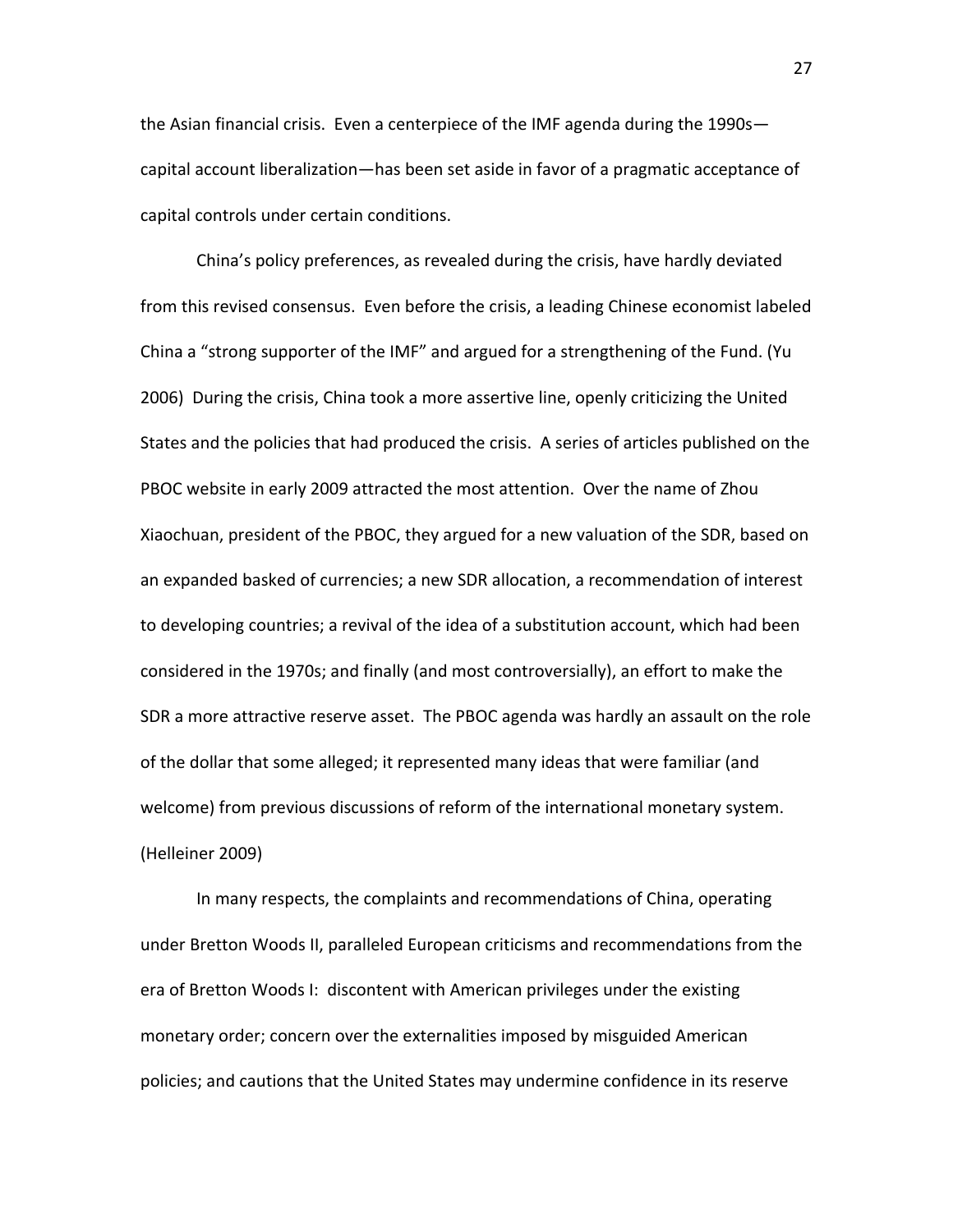the Asian financial crisis. Even a centerpiece of the IMF agenda during the 1990s—capital account liberalization—has been set aside in favor of a pragmatic acceptance of capital controls under certain conditions.

China's policy preferences, as revealed during the crisis, have hardly deviated from this revised consensus. Even before the crisis, a leading Chinese economist labeled China a "strong supporter of the IMF" and argued for a strengthening of the Fund. (Yu 2006) During the crisis, China took a more assertive line, openly criticizing the United States and the policies that had produced the crisis. A series of articles published on the PBOC website in early 2009 attracted the most attention. Over the name of Zhou Xiaochuan, president of the PBOC, they argued for a new valuation of the SDR, based on an expanded basked of currencies; a new SDR allocation, a recommendation of interest to developing countries; a revival of the idea of a substitution account, which had been considered in the 1970s; and finally (and most controversially), an effort to make the SDR a more attractive reserve asset. The PBOC agenda was hardly an assault on the role of the dollar that some alleged; it represented many ideas that were familiar (and welcome) from previous discussions of reform of the international monetary system. (Helleiner 2009)

In many respects, the complaints and recommendations of China, operating under Bretton Woods II, paralleled European criticisms and recommendations from the era of Bretton Woods I: discontent with American privileges under the existing monetary order; concern over the externalities imposed by misguided American policies; and cautions that the United States may undermine confidence in its reserve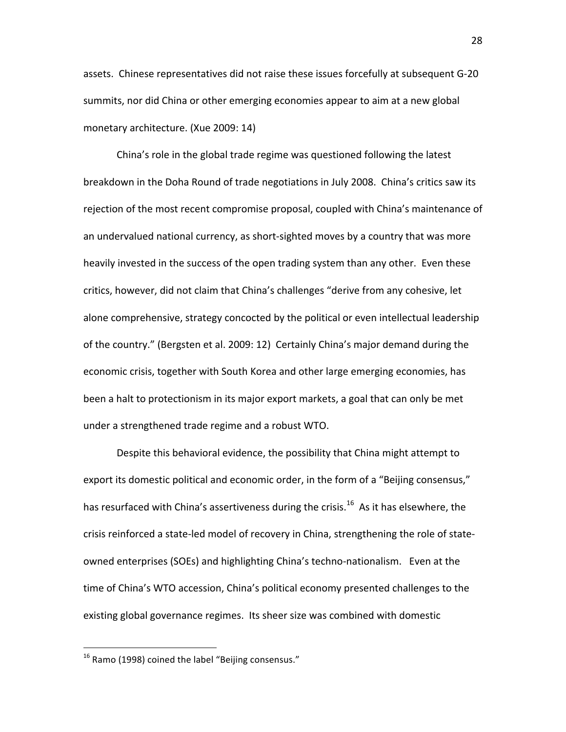assets. Chinese representatives did not raise these issues forcefully at subsequent G-20 summits, nor did China or other emerging economies appear to aim at a new global monetary architecture. (Xue 2009: 14)

China's role in the global trade regime was questioned following the latest breakdown in the Doha Round of trade negotiations in July 2008. China's critics saw its rejection of the most recent compromise proposal, coupled with China's maintenance of an undervalued national currency, as short-sighted moves by a country that was more heavily invested in the success of the open trading system than any other. Even these critics, however, did not claim that China's challenges "derive from any cohesive, let alone comprehensive, strategy concocted by the political or even intellectual leadership of the country." (Bergsten et al. 2009: 12) Certainly China's major demand during the economic crisis, together with South Korea and other large emerging economies, has been a halt to protectionism in its major export markets, a goal that can only be met under a strengthened trade regime and a robust WTO.

Despite this behavioral evidence, the possibility that China might attempt to export its domestic political and economic order, in the form of a "Beijing consensus," has resurfaced with China's assertiveness during the crisis.[16] As it has elsewhere, the crisis reinforced a state-led model of recovery in China, strengthening the role of state-owned enterprises (SOEs) and highlighting China's techno-nationalism. Even at the time of China's WTO accession, China's political economy presented challenges to the existing global governance regimes. Its sheer size was combined with domestic

[16] Ramo (1998) coined the label "Beijing consensus."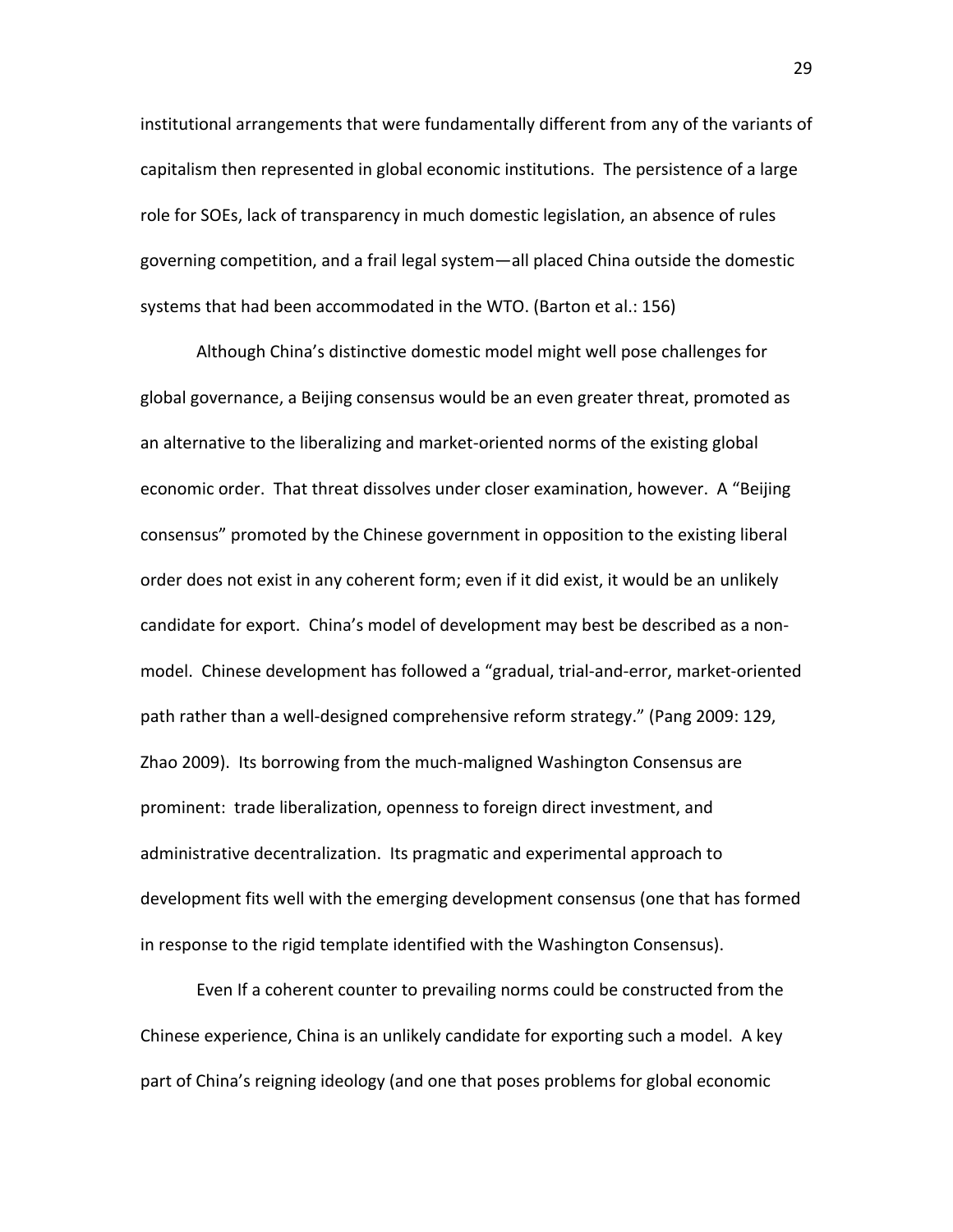institutional arrangements that were fundamentally different from any of the variants of capitalism then represented in global economic institutions. The persistence of a large role for SOEs, lack of transparency in much domestic legislation, an absence of rules governing competition, and a frail legal system—all placed China outside the domestic systems that had been accommodated in the WTO. (Barton et al.: 156)

Although China's distinctive domestic model might well pose challenges for global governance, a Beijing consensus would be an even greater threat, promoted as an alternative to the liberalizing and market-oriented norms of the existing global economic order. That threat dissolves under closer examination, however. A "Beijing consensus" promoted by the Chinese government in opposition to the existing liberal order does not exist in any coherent form; even if it did exist, it would be an unlikely candidate for export. China's model of development may best be described as a non-model. Chinese development has followed a "gradual, trial-and-error, market-oriented path rather than a well-designed comprehensive reform strategy." (Pang 2009: 129, Zhao 2009). Its borrowing from the much-maligned Washington Consensus are prominent: trade liberalization, openness to foreign direct investment, and administrative decentralization. Its pragmatic and experimental approach to development fits well with the emerging development consensus (one that has formed in response to the rigid template identified with the Washington Consensus).

Even If a coherent counter to prevailing norms could be constructed from the Chinese experience, China is an unlikely candidate for exporting such a model. A key part of China's reigning ideology (and one that poses problems for global economic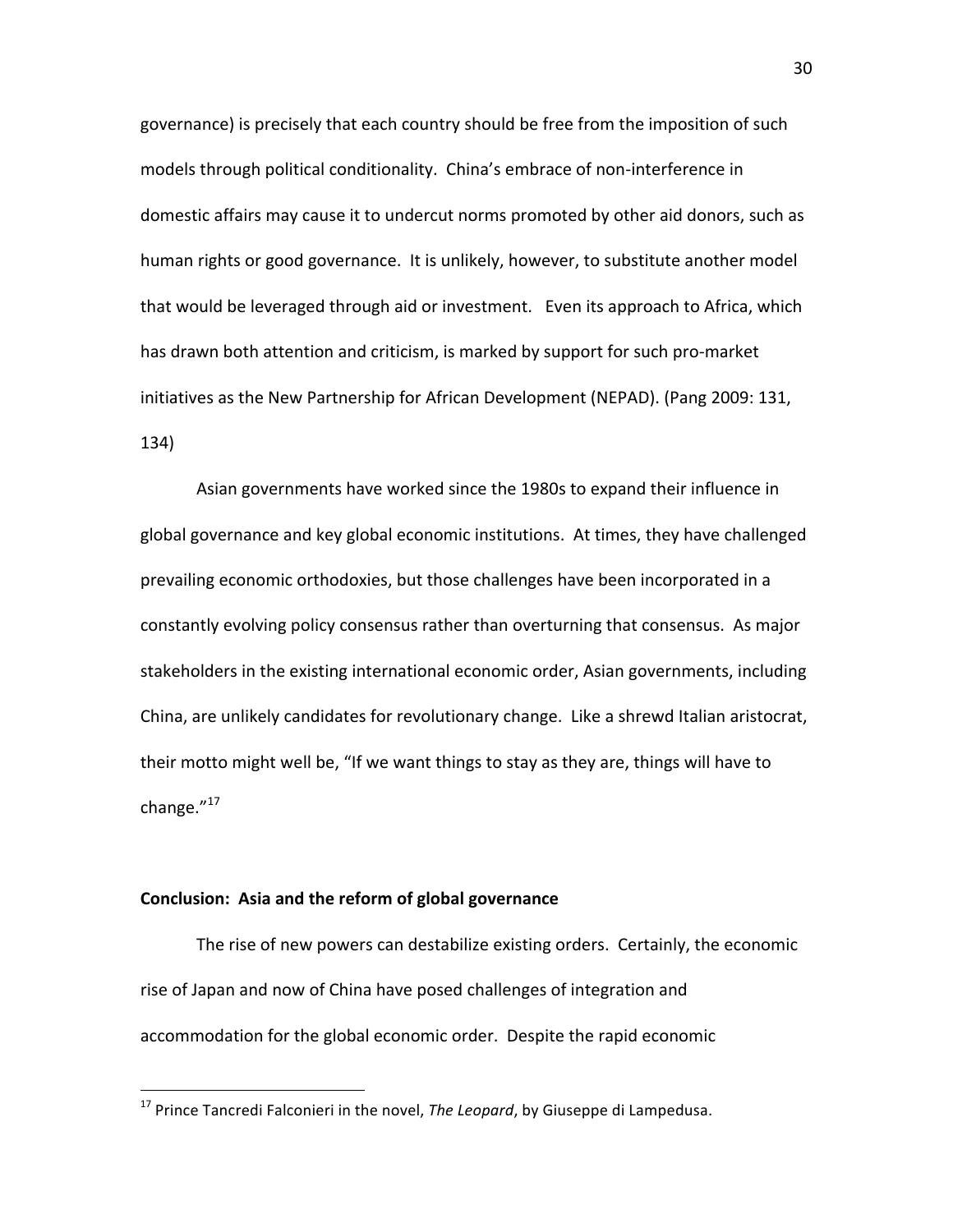governance) is precisely that each country should be free from the imposition of such models through political conditionality. China's embrace of non-interference in domestic affairs may cause it to undercut norms promoted by other aid donors, such as human rights or good governance. It is unlikely, however, to substitute another model that would be leveraged through aid or investment. Even its approach to Africa, which has drawn both attention and criticism, is marked by support for such pro-market initiatives as the New Partnership for African Development (NEPAD). (Pang 2009: 131, 134)

Asian governments have worked since the 1980s to expand their influence in global governance and key global economic institutions. At times, they have challenged prevailing economic orthodoxies, but those challenges have been incorporated in a constantly evolving policy consensus rather than overturning that consensus. As major stakeholders in the existing international economic order, Asian governments, including China, are unlikely candidates for revolutionary change. Like a shrewd Italian aristocrat, their motto might well be, "If we want things to stay as they are, things will have to change."[17]

**Conclusion: Asia and the reform of global governance**

The rise of new powers can destabilize existing orders. Certainly, the economic rise of Japan and now of China have posed challenges of integration and accommodation for the global economic order. Despite the rapid economic

[17] Prince Tancredi Falconieri in the novel, *The Leopard*, by Giuseppe di Lampedusa.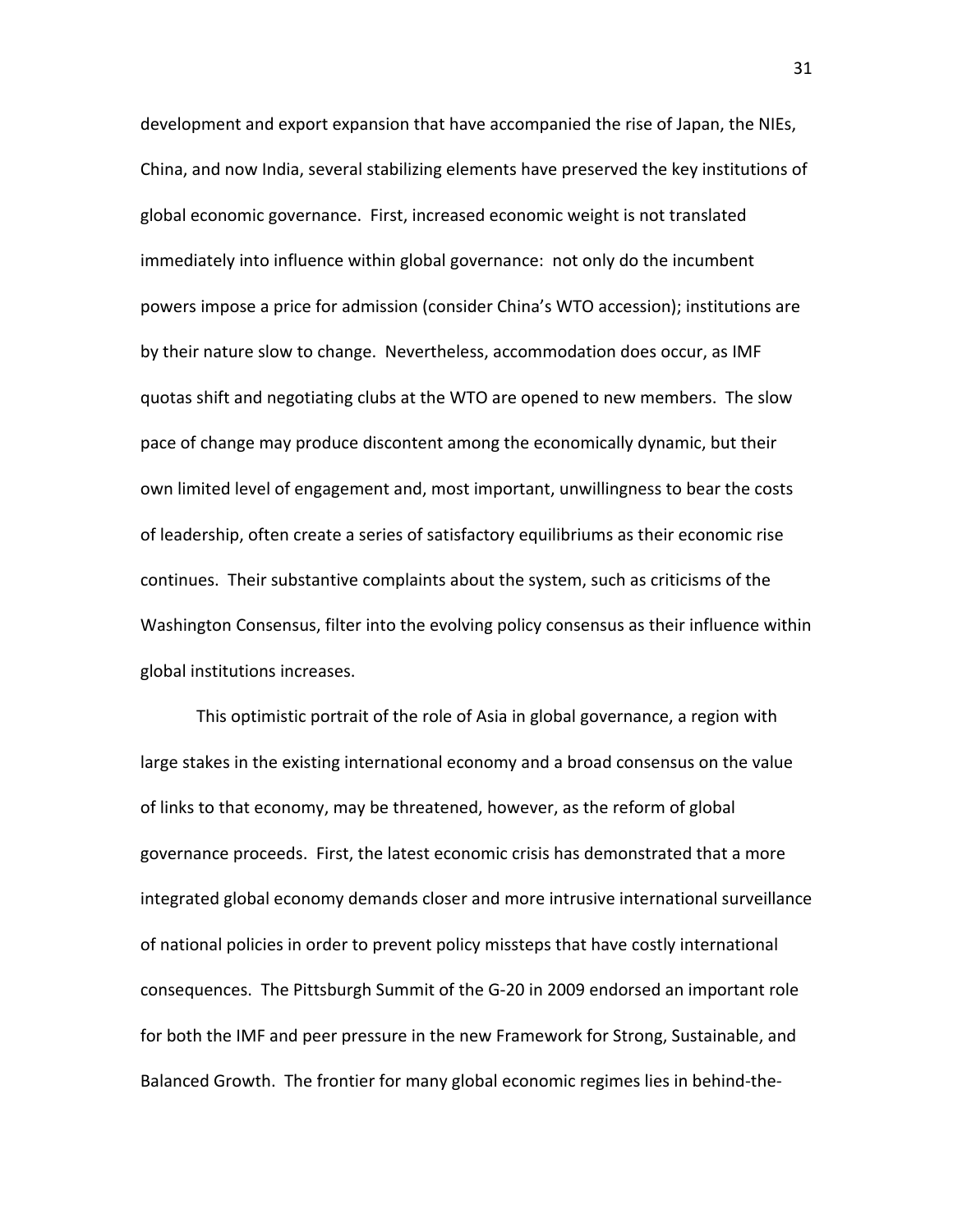development and export expansion that have accompanied the rise of Japan, the NIEs, China, and now India, several stabilizing elements have preserved the key institutions of global economic governance. First, increased economic weight is not translated immediately into influence within global governance: not only do the incumbent powers impose a price for admission (consider China's WTO accession); institutions are by their nature slow to change. Nevertheless, accommodation does occur, as IMF quotas shift and negotiating clubs at the WTO are opened to new members. The slow pace of change may produce discontent among the economically dynamic, but their own limited level of engagement and, most important, unwillingness to bear the costs of leadership, often create a series of satisfactory equilibriums as their economic rise continues. Their substantive complaints about the system, such as criticisms of the Washington Consensus, filter into the evolving policy consensus as their influence within global institutions increases.

This optimistic portrait of the role of Asia in global governance, a region with large stakes in the existing international economy and a broad consensus on the value of links to that economy, may be threatened, however, as the reform of global governance proceeds. First, the latest economic crisis has demonstrated that a more integrated global economy demands closer and more intrusive international surveillance of national policies in order to prevent policy missteps that have costly international consequences. The Pittsburgh Summit of the G-20 in 2009 endorsed an important role for both the IMF and peer pressure in the new Framework for Strong, Sustainable, and Balanced Growth. The frontier for many global economic regimes lies in behind-the-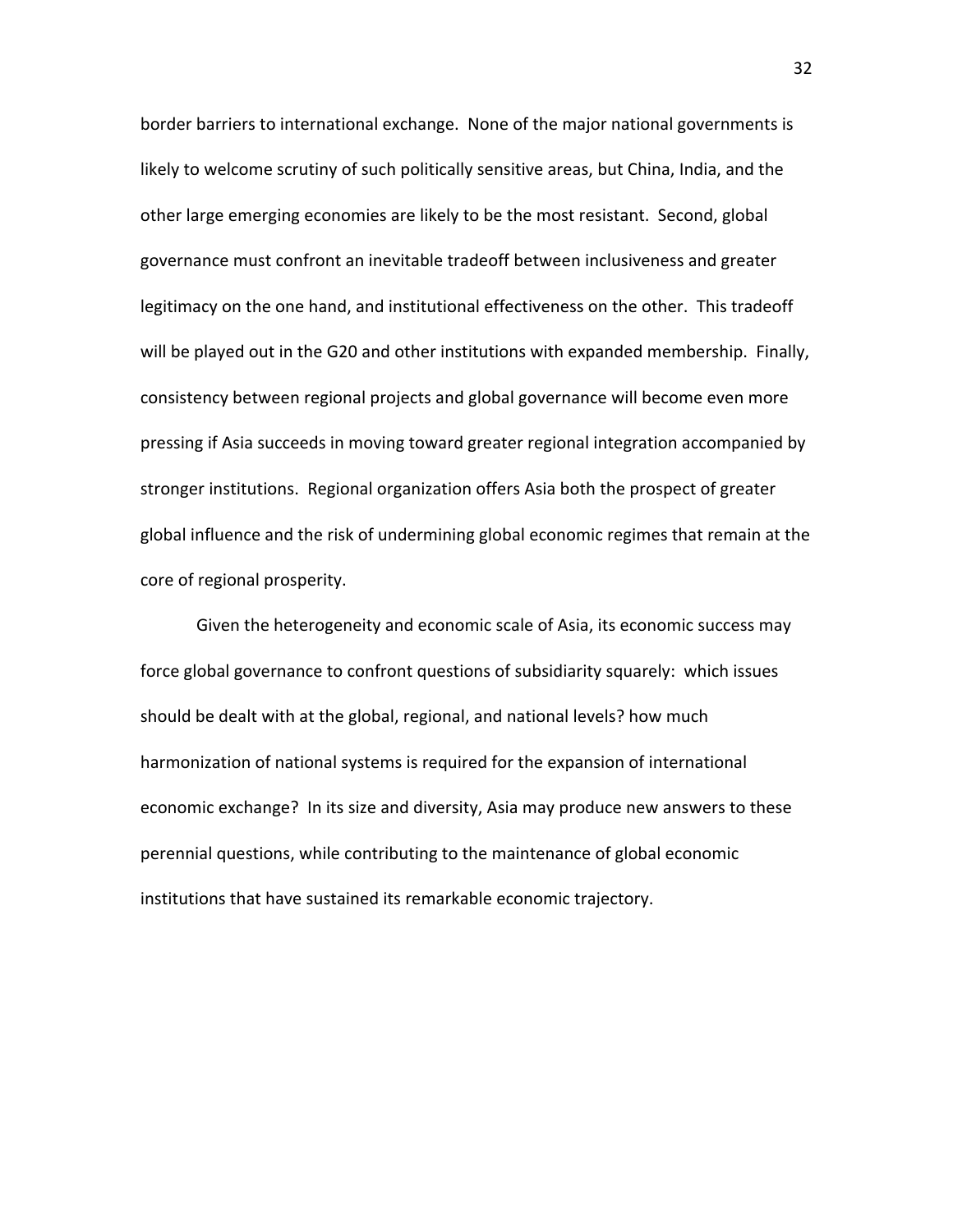border barriers to international exchange. None of the major national governments is likely to welcome scrutiny of such politically sensitive areas, but China, India, and the other large emerging economies are likely to be the most resistant. Second, global governance must confront an inevitable tradeoff between inclusiveness and greater legitimacy on the one hand, and institutional effectiveness on the other. This tradeoff will be played out in the G20 and other institutions with expanded membership. Finally, consistency between regional projects and global governance will become even more pressing if Asia succeeds in moving toward greater regional integration accompanied by stronger institutions. Regional organization offers Asia both the prospect of greater global influence and the risk of undermining global economic regimes that remain at the core of regional prosperity.

Given the heterogeneity and economic scale of Asia, its economic success may force global governance to confront questions of subsidiarity squarely: which issues should be dealt with at the global, regional, and national levels? how much harmonization of national systems is required for the expansion of international economic exchange? In its size and diversity, Asia may produce new answers to these perennial questions, while contributing to the maintenance of global economic institutions that have sustained its remarkable economic trajectory.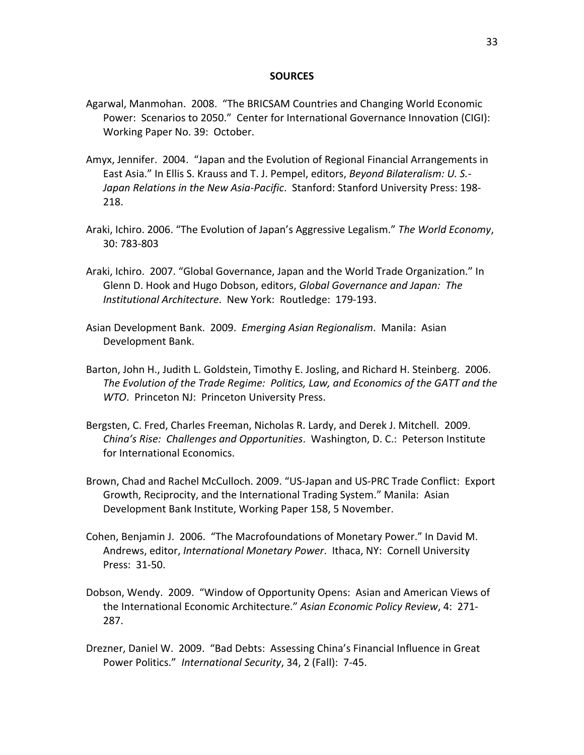## SOURCES

Agarwal, Manmohan. 2008. "The BRICSAM Countries and Changing World Economic Power: Scenarios to 2050." Center for International Governance Innovation (CIGI): Working Paper No. 39: October.

Amyx, Jennifer. 2004. "Japan and the Evolution of Regional Financial Arrangements in East Asia." In Ellis S. Krauss and T. J. Pempel, editors, *Beyond Bilateralism: U. S.-Japan Relations in the New Asia-Pacific*. Stanford: Stanford University Press: 198-218.

Araki, Ichiro. 2006. "The Evolution of Japan's Aggressive Legalism." *The World Economy*, 30: 783-803

Araki, Ichiro. 2007. "Global Governance, Japan and the World Trade Organization." In Glenn D. Hook and Hugo Dobson, editors, *Global Governance and Japan: The Institutional Architecture*. New York: Routledge: 179-193.

Asian Development Bank. 2009. *Emerging Asian Regionalism*. Manila: Asian Development Bank.

Barton, John H., Judith L. Goldstein, Timothy E. Josling, and Richard H. Steinberg. 2006. *The Evolution of the Trade Regime: Politics, Law, and Economics of the GATT and the WTO*. Princeton NJ: Princeton University Press.

Bergsten, C. Fred, Charles Freeman, Nicholas R. Lardy, and Derek J. Mitchell. 2009. *China's Rise: Challenges and Opportunities*. Washington, D. C.: Peterson Institute for International Economics.

Brown, Chad and Rachel McCulloch. 2009. "US-Japan and US-PRC Trade Conflict: Export Growth, Reciprocity, and the International Trading System." Manila: Asian Development Bank Institute, Working Paper 158, 5 November.

Cohen, Benjamin J. 2006. "The Macrofoundations of Monetary Power." In David M. Andrews, editor, *International Monetary Power*. Ithaca, NY: Cornell University Press: 31-50.

Dobson, Wendy. 2009. "Window of Opportunity Opens: Asian and American Views of the International Economic Architecture." *Asian Economic Policy Review*, 4: 271-287.

Drezner, Daniel W. 2009. "Bad Debts: Assessing China's Financial Influence in Great Power Politics." *International Security*, 34, 2 (Fall): 7-45.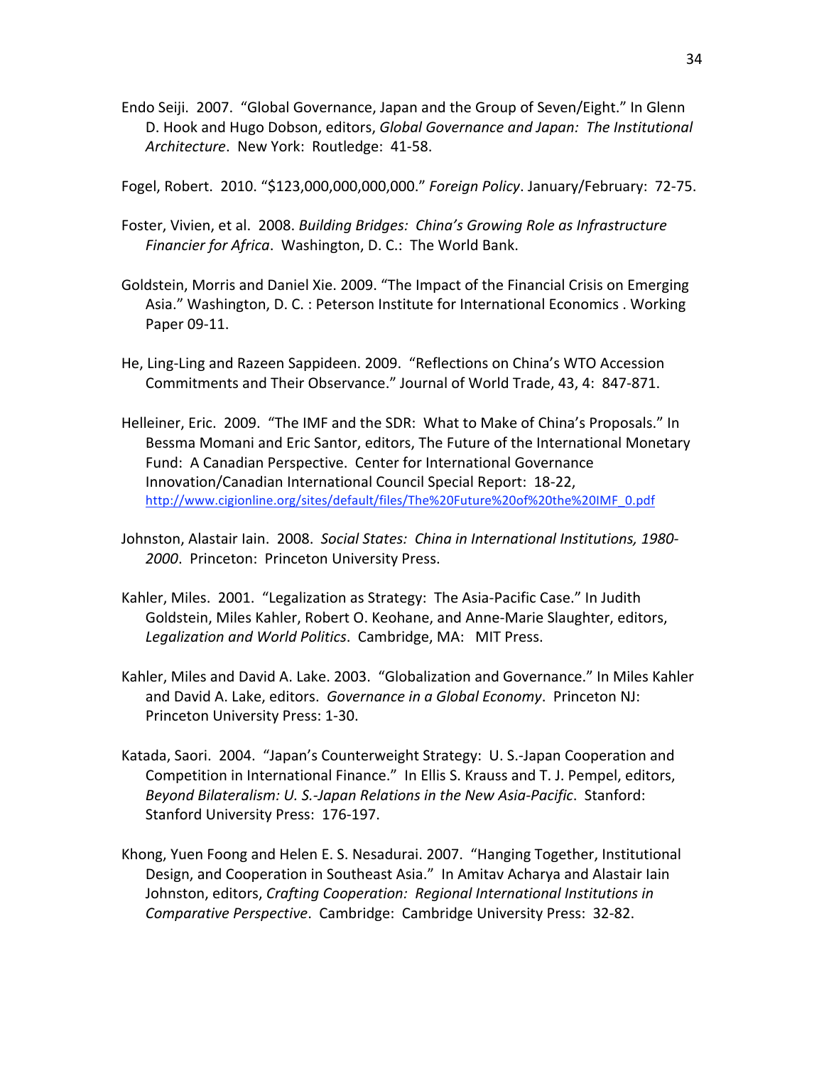Endo Seiji. 2007. "Global Governance, Japan and the Group of Seven/Eight." In Glenn D. Hook and Hugo Dobson, editors, *Global Governance and Japan: The Institutional Architecture*. New York: Routledge: 41-58.

Fogel, Robert. 2010. "$123,000,000,000,000." *Foreign Policy*. January/February: 72-75.

Foster, Vivien, et al. 2008. *Building Bridges: China's Growing Role as Infrastructure Financier for Africa*. Washington, D. C.: The World Bank.

Goldstein, Morris and Daniel Xie. 2009. "The Impact of the Financial Crisis on Emerging Asia." Washington, D. C. : Peterson Institute for International Economics . Working Paper 09-11.

He, Ling-Ling and Razeen Sappideen. 2009. "Reflections on China's WTO Accession Commitments and Their Observance." Journal of World Trade, 43, 4: 847-871.

Helleiner, Eric. 2009. "The IMF and the SDR: What to Make of China's Proposals." In Bessma Momani and Eric Santor, editors, The Future of the International Monetary Fund: A Canadian Perspective. Center for International Governance Innovation/Canadian International Council Special Report: 18-22, http://www.cigionline.org/sites/default/files/The%20Future%20of%20the%20IMF_0.pdf

Johnston, Alastair Iain. 2008. *Social States: China in International Institutions, 1980-2000*. Princeton: Princeton University Press.

Kahler, Miles. 2001. "Legalization as Strategy: The Asia-Pacific Case." In Judith Goldstein, Miles Kahler, Robert O. Keohane, and Anne-Marie Slaughter, editors, *Legalization and World Politics*. Cambridge, MA: MIT Press.

Kahler, Miles and David A. Lake. 2003. "Globalization and Governance." In Miles Kahler and David A. Lake, editors. *Governance in a Global Economy*. Princeton NJ: Princeton University Press: 1-30.

Katada, Saori. 2004. "Japan's Counterweight Strategy: U. S.-Japan Cooperation and Competition in International Finance." In Ellis S. Krauss and T. J. Pempel, editors, *Beyond Bilateralism: U. S.-Japan Relations in the New Asia-Pacific*. Stanford: Stanford University Press: 176-197.

Khong, Yuen Foong and Helen E. S. Nesadurai. 2007. "Hanging Together, Institutional Design, and Cooperation in Southeast Asia." In Amitav Acharya and Alastair Iain Johnston, editors, *Crafting Cooperation: Regional International Institutions in Comparative Perspective*. Cambridge: Cambridge University Press: 32-82.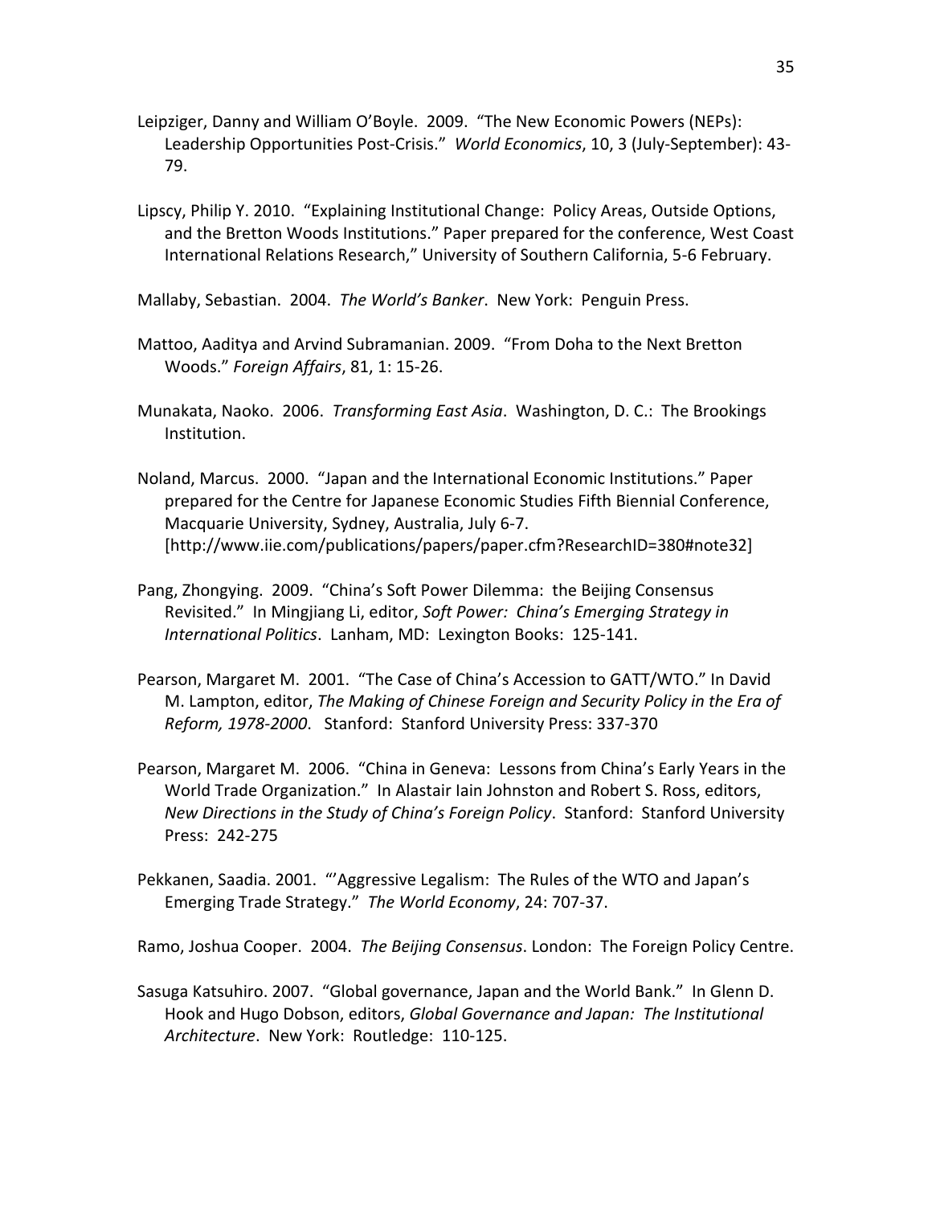Leipziger, Danny and William O'Boyle. 2009. "The New Economic Powers (NEPs): Leadership Opportunities Post-Crisis." *World Economics*, 10, 3 (July-September): 43-79.

Lipscy, Philip Y. 2010. "Explaining Institutional Change: Policy Areas, Outside Options, and the Bretton Woods Institutions." Paper prepared for the conference, West Coast International Relations Research," University of Southern California, 5-6 February.

Mallaby, Sebastian. 2004. *The World's Banker*. New York: Penguin Press.

Mattoo, Aaditya and Arvind Subramanian. 2009. "From Doha to the Next Bretton Woods." *Foreign Affairs*, 81, 1: 15-26.

Munakata, Naoko. 2006. *Transforming East Asia*. Washington, D. C.: The Brookings Institution.

Noland, Marcus. 2000. "Japan and the International Economic Institutions." Paper prepared for the Centre for Japanese Economic Studies Fifth Biennial Conference, Macquarie University, Sydney, Australia, July 6-7. [http://www.iie.com/publications/papers/paper.cfm?ResearchID=380#note32]

Pang, Zhongying. 2009. "China's Soft Power Dilemma: the Beijing Consensus Revisited." In Mingjiang Li, editor, *Soft Power: China's Emerging Strategy in International Politics*. Lanham, MD: Lexington Books: 125-141.

Pearson, Margaret M. 2001. "The Case of China's Accession to GATT/WTO." In David M. Lampton, editor, *The Making of Chinese Foreign and Security Policy in the Era of Reform, 1978-2000*. Stanford: Stanford University Press: 337-370

Pearson, Margaret M. 2006. "China in Geneva: Lessons from China's Early Years in the World Trade Organization." In Alastair Iain Johnston and Robert S. Ross, editors, *New Directions in the Study of China's Foreign Policy*. Stanford: Stanford University Press: 242-275

Pekkanen, Saadia. 2001. "'Aggressive Legalism: The Rules of the WTO and Japan's Emerging Trade Strategy." *The World Economy*, 24: 707-37.

Ramo, Joshua Cooper. 2004. *The Beijing Consensus*. London: The Foreign Policy Centre.

Sasuga Katsuhiro. 2007. "Global governance, Japan and the World Bank." In Glenn D. Hook and Hugo Dobson, editors, *Global Governance and Japan: The Institutional Architecture*. New York: Routledge: 110-125.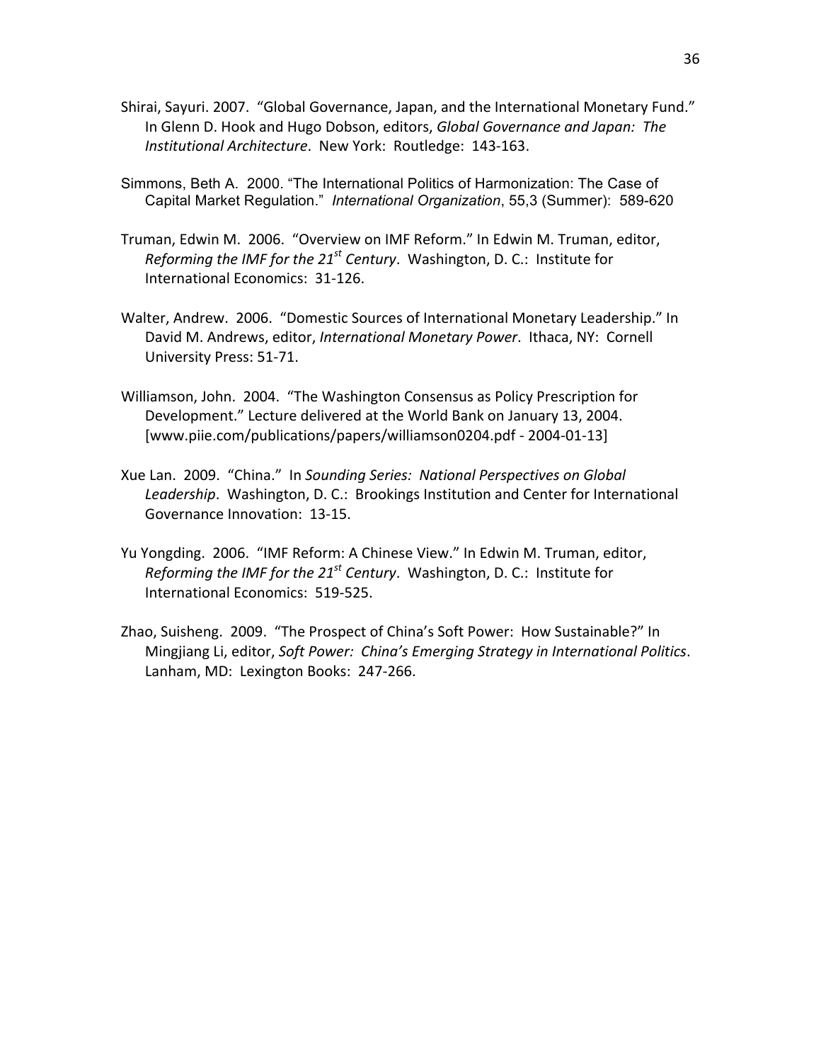Shirai, Sayuri. 2007. "Global Governance, Japan, and the International Monetary Fund." In Glenn D. Hook and Hugo Dobson, editors, *Global Governance and Japan: The Institutional Architecture*. New York: Routledge: 143-163.

Simmons, Beth A. 2000. "The International Politics of Harmonization: The Case of Capital Market Regulation." *International Organization*, 55,3 (Summer): 589-620

Truman, Edwin M. 2006. "Overview on IMF Reform." In Edwin M. Truman, editor, *Reforming the IMF for the 21st Century*. Washington, D. C.: Institute for International Economics: 31-126.

Walter, Andrew. 2006. "Domestic Sources of International Monetary Leadership." In David M. Andrews, editor, *International Monetary Power*. Ithaca, NY: Cornell University Press: 51-71.

Williamson, John. 2004. "The Washington Consensus as Policy Prescription for Development." Lecture delivered at the World Bank on January 13, 2004. [www.piie.com/publications/papers/williamson0204.pdf - 2004-01-13]

Xue Lan. 2009. "China." In *Sounding Series: National Perspectives on Global Leadership*. Washington, D. C.: Brookings Institution and Center for International Governance Innovation: 13-15.

Yu Yongding. 2006. "IMF Reform: A Chinese View." In Edwin M. Truman, editor, *Reforming the IMF for the 21st Century*. Washington, D. C.: Institute for International Economics: 519-525.

Zhao, Suisheng. 2009. "The Prospect of China's Soft Power: How Sustainable?" In Mingjiang Li, editor, *Soft Power: China's Emerging Strategy in International Politics*. Lanham, MD: Lexington Books: 247-266.